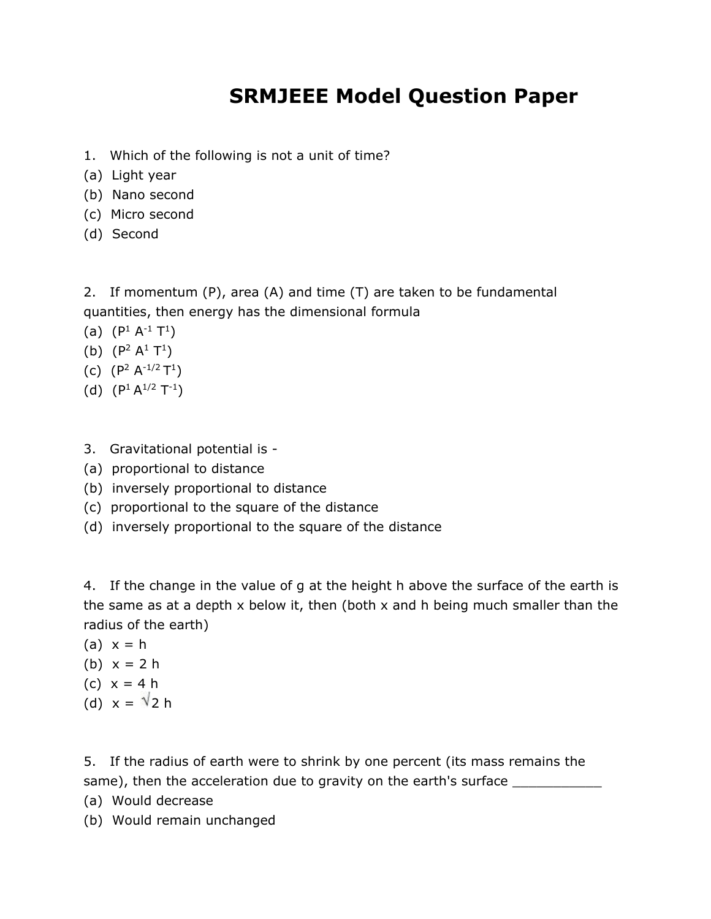# SRMJEEE Model Question Paper

1. Which of the following is not a unit of time?

(a) Light year
(b) Nano second
(c) Micro second
(d) Second

2. If momentum (P), area (A) and time (T) are taken to be fundamental quantities, then energy has the dimensional formula

(a) $(P^1 A^{-1} T^1)$
(b) $(P^2 A^1 T^1)$
(c) $(P^2 A^{-1/2} T^1)$
(d) $(P^1 A^{1/2} T^{-1})$

3. Gravitational potential is -

(a) proportional to distance
(b) inversely proportional to distance
(c) proportional to the square of the distance
(d) inversely proportional to the square of the distance

4. If the change in the value of g at the height h above the surface of the earth is the same as at a depth x below it, then (both x and h being much smaller than the radius of the earth)

(a) $x = h$
(b) $x = 2h$
(c) $x = 4h$
(d) $x = \sqrt{2}h$

5. If the radius of earth were to shrink by one percent (its mass remains the same), then the acceleration due to gravity on the earth's surface ___________

(a) Would decrease
(b) Would remain unchanged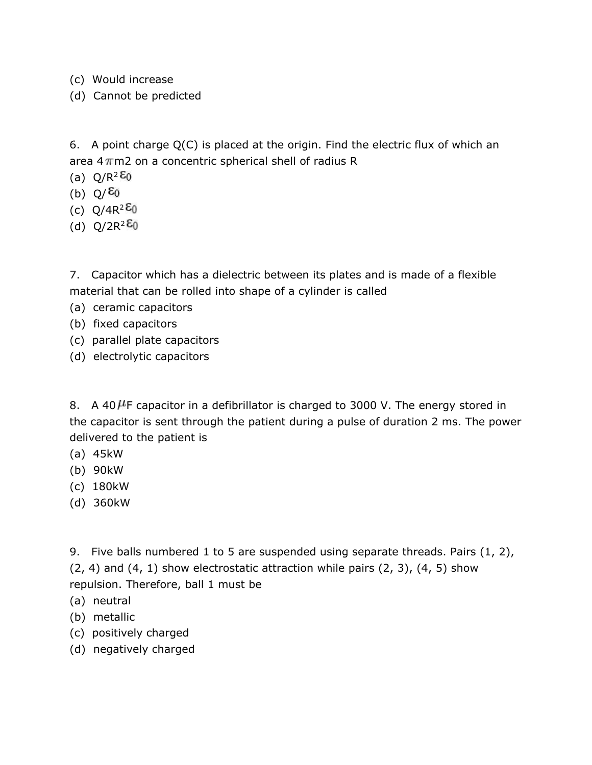(c) Would increase
(d) Cannot be predicted

6. A point charge Q(C) is placed at the origin. Find the electric flux of which an area $4\pi$m2 on a concentric spherical shell of radius R

(a) $Q/R^2\varepsilon_0$
(b) $Q/\varepsilon_0$
(c) $Q/4R^2\varepsilon_0$
(d) $Q/2R^2\varepsilon_0$

7. Capacitor which has a dielectric between its plates and is made of a flexible material that can be rolled into shape of a cylinder is called

(a) ceramic capacitors
(b) fixed capacitors
(c) parallel plate capacitors
(d) electrolytic capacitors

8. A 40$\mu$F capacitor in a defibrillator is charged to 3000 V. The energy stored in the capacitor is sent through the patient during a pulse of duration 2 ms. The power delivered to the patient is

(a) 45kW
(b) 90kW
(c) 180kW
(d) 360kW

9. Five balls numbered 1 to 5 are suspended using separate threads. Pairs (1, 2), (2, 4) and (4, 1) show electrostatic attraction while pairs (2, 3), (4, 5) show repulsion. Therefore, ball 1 must be

(a) neutral
(b) metallic
(c) positively charged
(d) negatively charged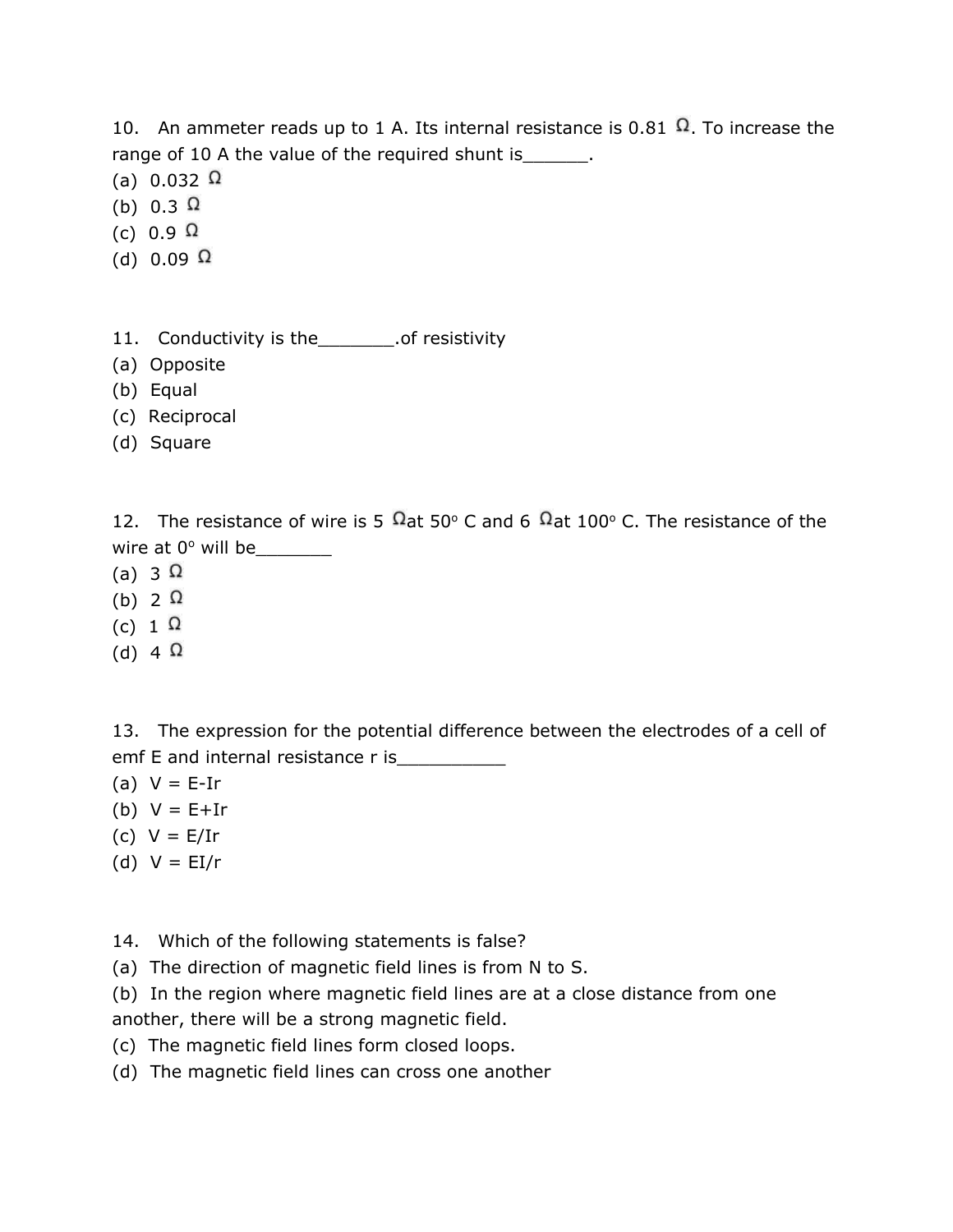10. An ammeter reads up to 1 A. Its internal resistance is 0.81 Ω. To increase the range of 10 A the value of the required shunt is______.

(a) 0.032 Ω

(b) 0.3 Ω

(c) 0.9 Ω

(d) 0.09 Ω

11. Conductivity is the_______.of resistivity

(a) Opposite

(b) Equal

(c) Reciprocal

(d) Square

12. The resistance of wire is 5 Ωat 50° C and 6 Ωat 100° C. The resistance of the wire at 0° will be_______

(a) 3 Ω

(b) 2 Ω

(c) 1 Ω

(d) 4 Ω

13. The expression for the potential difference between the electrodes of a cell of emf E and internal resistance r is__________

(a) $V = E - Ir$

(b) $V = E + Ir$

(c) $V = E/Ir$

(d) $V = EI/r$

14. Which of the following statements is false?

(a) The direction of magnetic field lines is from N to S.

(b) In the region where magnetic field lines are at a close distance from one another, there will be a strong magnetic field.

(c) The magnetic field lines form closed loops.

(d) The magnetic field lines can cross one another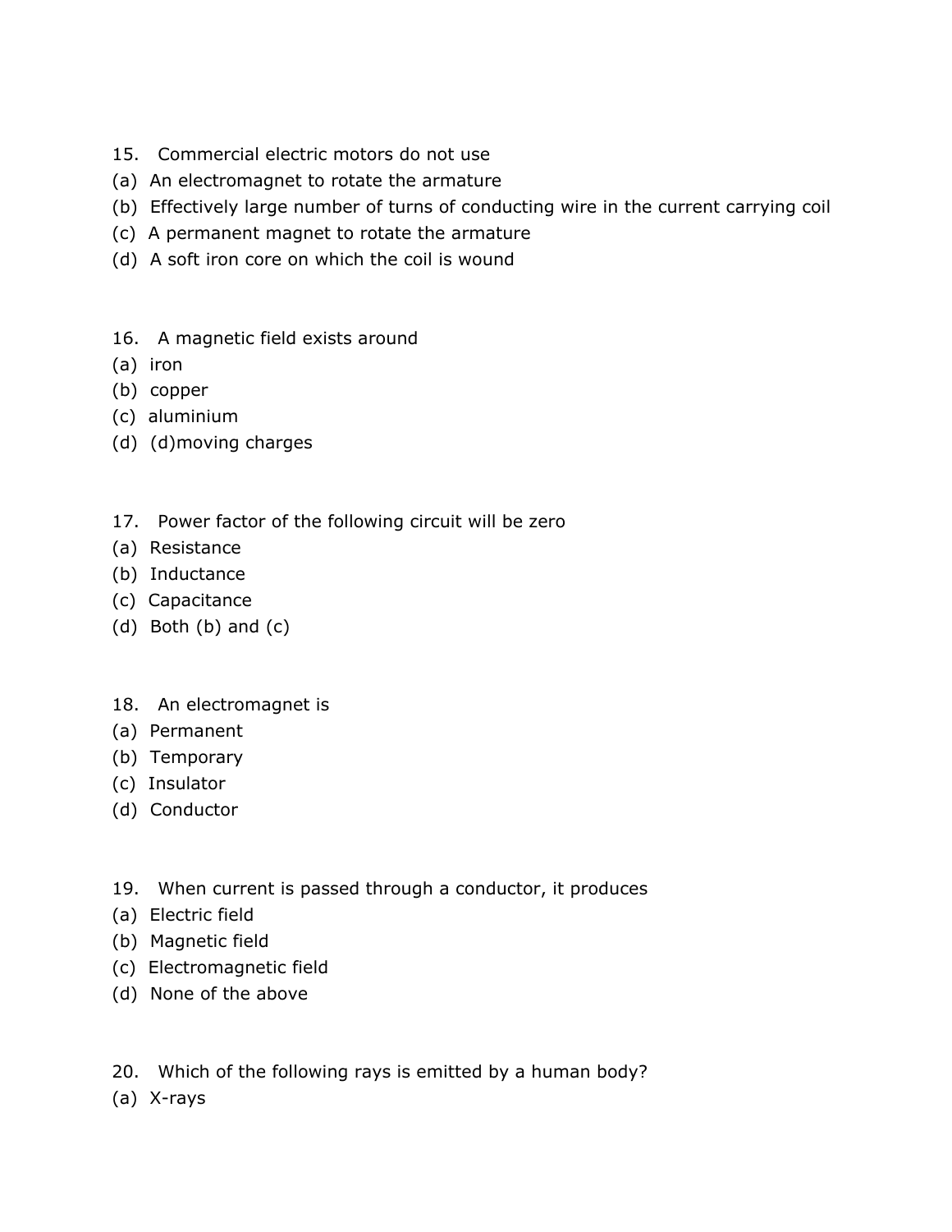15. Commercial electric motors do not use

(a) An electromagnet to rotate the armature

(b) Effectively large number of turns of conducting wire in the current carrying coil

(c) A permanent magnet to rotate the armature

(d) A soft iron core on which the coil is wound

16. A magnetic field exists around

(a) iron

(b) copper

(c) aluminium

(d) (d)moving charges

17. Power factor of the following circuit will be zero

(a) Resistance

(b) Inductance

(c) Capacitance

(d) Both (b) and (c)

18. An electromagnet is

(a) Permanent

(b) Temporary

(c) Insulator

(d) Conductor

19. When current is passed through a conductor, it produces

(a) Electric field

(b) Magnetic field

(c) Electromagnetic field

(d) None of the above

20. Which of the following rays is emitted by a human body?

(a) X-rays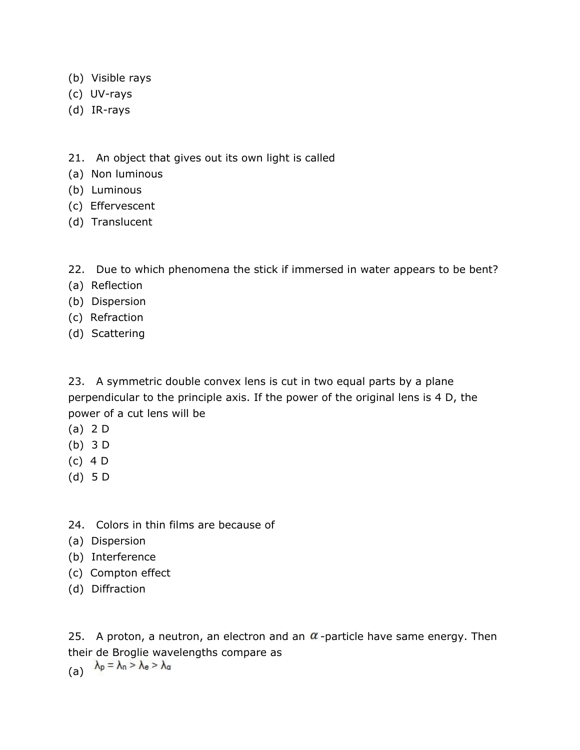(b) Visible rays
(c) UV-rays
(d) IR-rays

21. An object that gives out its own light is called
(a) Non luminous
(b) Luminous
(c) Effervescent
(d) Translucent

22. Due to which phenomena the stick if immersed in water appears to be bent?
(a) Reflection
(b) Dispersion
(c) Refraction
(d) Scattering

23. A symmetric double convex lens is cut in two equal parts by a plane perpendicular to the principle axis. If the power of the original lens is 4 D, the power of a cut lens will be
(a) 2 D
(b) 3 D
(c) 4 D
(d) 5 D

24. Colors in thin films are because of
(a) Dispersion
(b) Interference
(c) Compton effect
(d) Diffraction

25. A proton, a neutron, an electron and an $\alpha$-particle have same energy. Then their de Broglie wavelengths compare as
(a) $\lambda_p = \lambda_n > \lambda_e > \lambda_\alpha$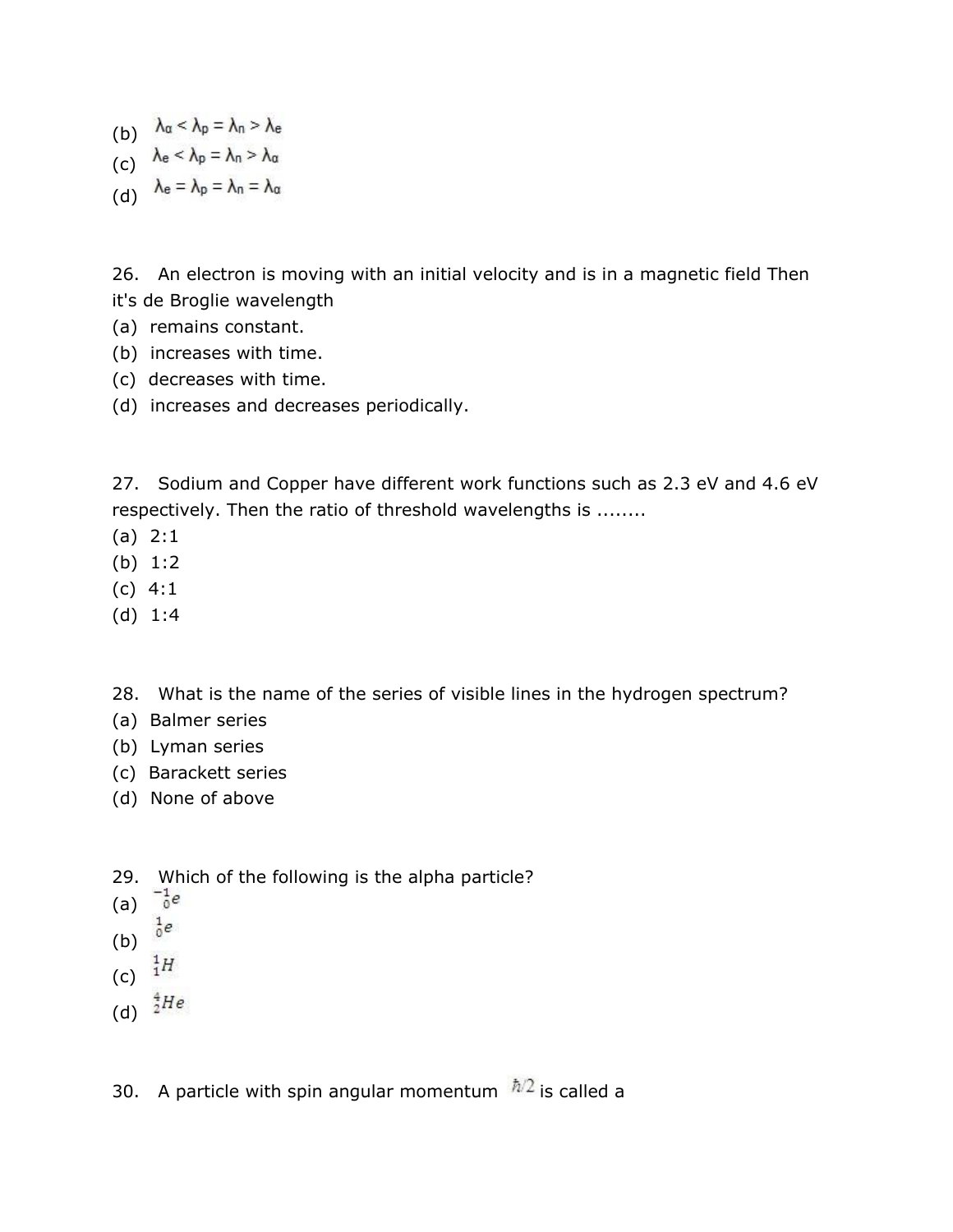(b) $\lambda_\alpha < \lambda_p = \lambda_n > \lambda_e$
(c) $\lambda_e < \lambda_p = \lambda_n > \lambda_\alpha$
(d) $\lambda_e = \lambda_p = \lambda_n = \lambda_\alpha$

26. An electron is moving with an initial velocity and is in a magnetic field Then it's de Broglie wavelength
(a) remains constant.
(b) increases with time.
(c) decreases with time.
(d) increases and decreases periodically.

27. Sodium and Copper have different work functions such as 2.3 eV and 4.6 eV respectively. Then the ratio of threshold wavelengths is ........
(a) 2:1
(b) 1:2
(c) 4:1
(d) 1:4

28. What is the name of the series of visible lines in the hydrogen spectrum?
(a) Balmer series
(b) Lyman series
(c) Barackett series
(d) None of above

29. Which of the following is the alpha particle?
(a) ${}^{-1}_{0}e$
(b) ${}^{1}_{0}e$
(c) ${}^{1}_{1}H$
(d) ${}^{4}_{2}He$

30. A particle with spin angular momentum $\hbar/2$ is called a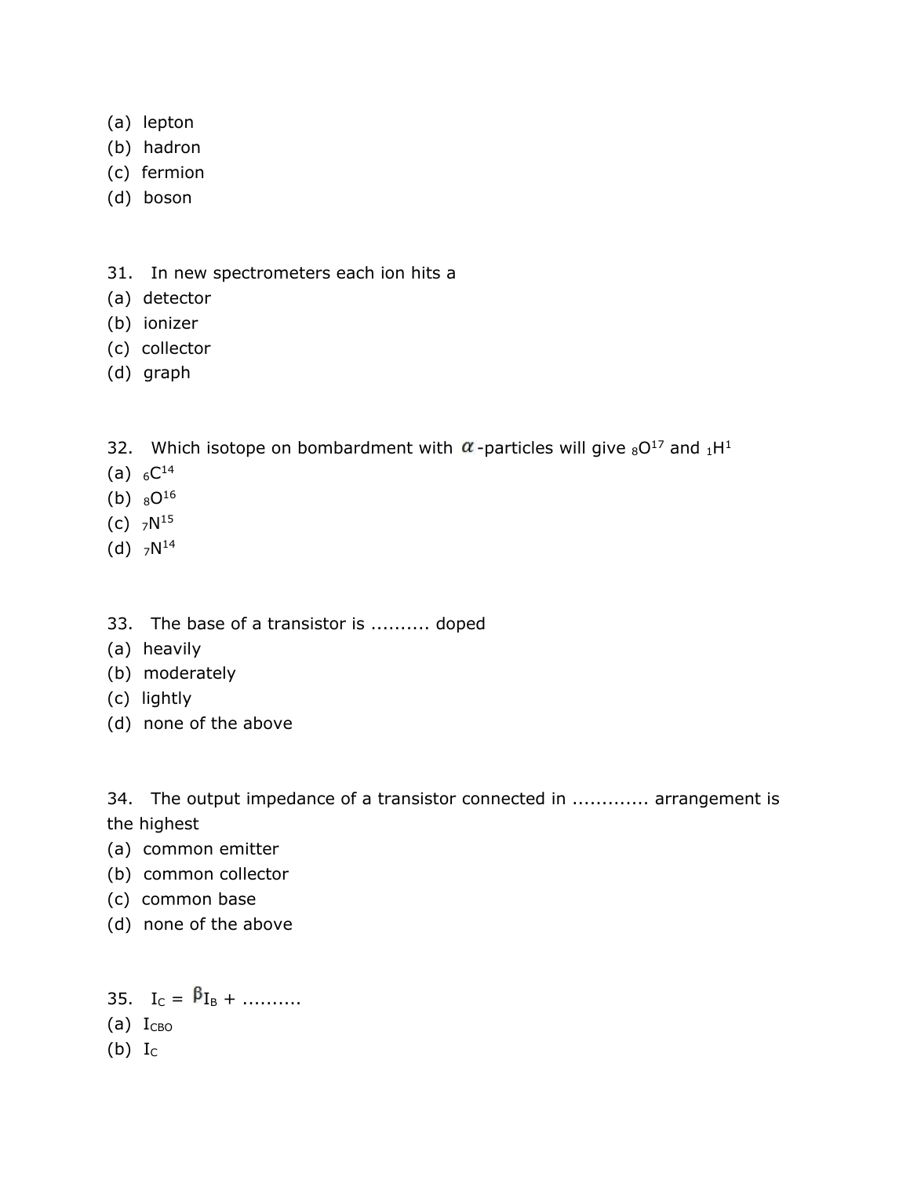(a) lepton
(b) hadron
(c) fermion
(d) boson

31. In new spectrometers each ion hits a
(a) detector
(b) ionizer
(c) collector
(d) graph

32. Which isotope on bombardment with $\alpha$-particles will give ${}_{8}O^{17}$ and ${}_{1}H^{1}$
(a) ${}_{6}C^{14}$
(b) ${}_{8}O^{16}$
(c) ${}_{7}N^{15}$
(d) ${}_{7}N^{14}$

33. The base of a transistor is .......... doped
(a) heavily
(b) moderately
(c) lightly
(d) none of the above

34. The output impedance of a transistor connected in ............. arrangement is the highest
(a) common emitter
(b) common collector
(c) common base
(d) none of the above

35. $I_C = \beta I_B +$ ..........
(a) $I_{CBO}$
(b) $I_C$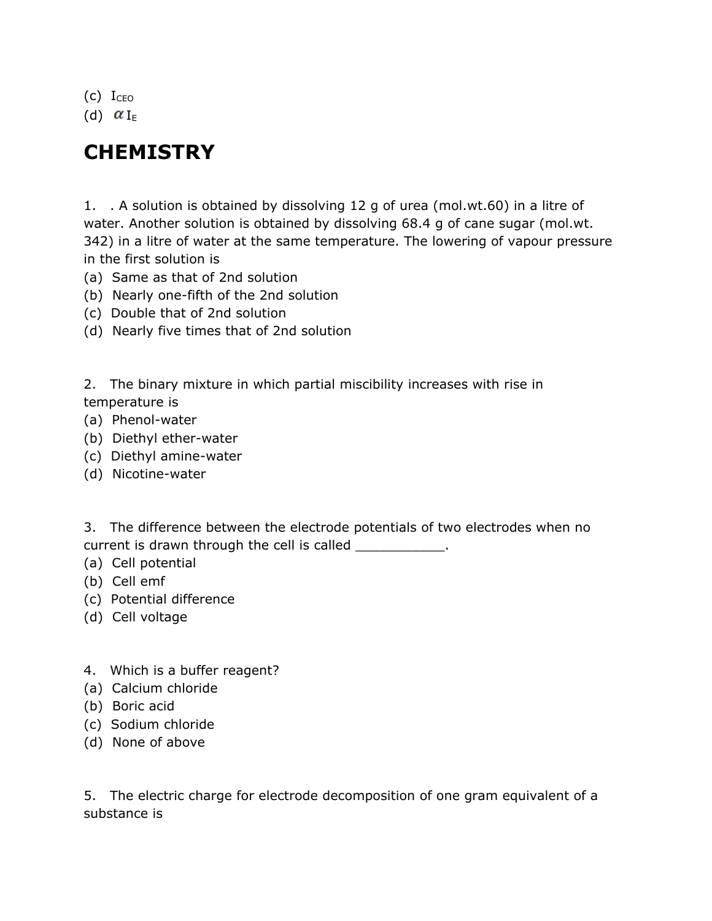(c) $I_{CEO}$

(d) $\alpha I_E$

# CHEMISTRY

1. . A solution is obtained by dissolving 12 g of urea (mol.wt.60) in a litre of water. Another solution is obtained by dissolving 68.4 g of cane sugar (mol.wt. 342) in a litre of water at the same temperature. The lowering of vapour pressure in the first solution is

(a) Same as that of 2nd solution

(b) Nearly one-fifth of the 2nd solution

(c) Double that of 2nd solution

(d) Nearly five times that of 2nd solution

2. The binary mixture in which partial miscibility increases with rise in temperature is

(a) Phenol-water

(b) Diethyl ether-water

(c) Diethyl amine-water

(d) Nicotine-water

3. The difference between the electrode potentials of two electrodes when no current is drawn through the cell is called ___________.

(a) Cell potential

(b) Cell emf

(c) Potential difference

(d) Cell voltage

4. Which is a buffer reagent?

(a) Calcium chloride

(b) Boric acid

(c) Sodium chloride

(d) None of above

5. The electric charge for electrode decomposition of one gram equivalent of a substance is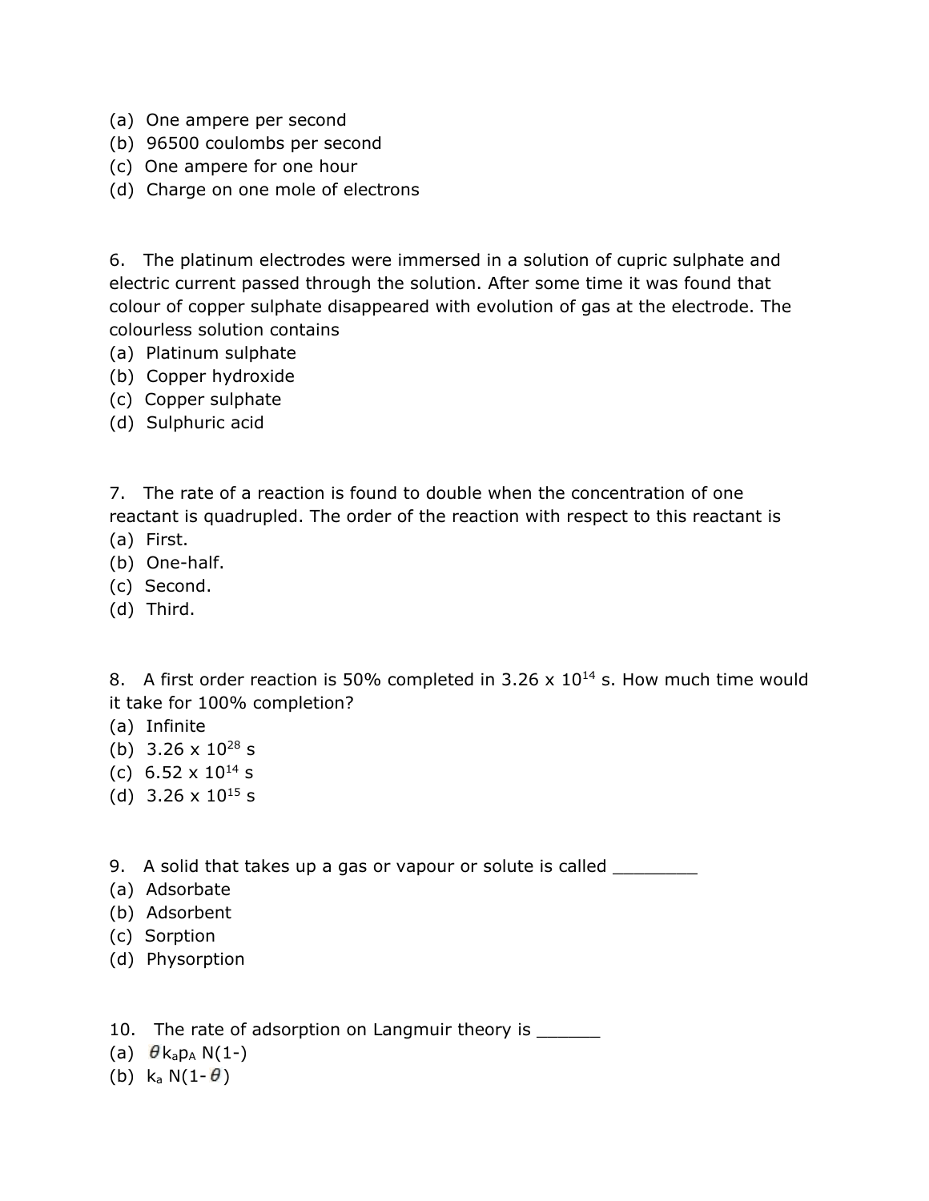(a) One ampere per second
(b) 96500 coulombs per second
(c) One ampere for one hour
(d) Charge on one mole of electrons

6. The platinum electrodes were immersed in a solution of cupric sulphate and electric current passed through the solution. After some time it was found that colour of copper sulphate disappeared with evolution of gas at the electrode. The colourless solution contains
(a) Platinum sulphate
(b) Copper hydroxide
(c) Copper sulphate
(d) Sulphuric acid

7. The rate of a reaction is found to double when the concentration of one reactant is quadrupled. The order of the reaction with respect to this reactant is
(a) First.
(b) One-half.
(c) Second.
(d) Third.

8. A first order reaction is 50% completed in $3.26 \times 10^{14}$ s. How much time would it take for 100% completion?
(a) Infinite
(b) $3.26 \times 10^{28}$ s
(c) $6.52 \times 10^{14}$ s
(d) $3.26 \times 10^{15}$ s

9. A solid that takes up a gas or vapour or solute is called ________
(a) Adsorbate
(b) Adsorbent
(c) Sorption
(d) Physorption

10. The rate of adsorption on Langmuir theory is ______
(a) $\theta k_a p_A N(1-)$
(b) $k_a N(1-\theta)$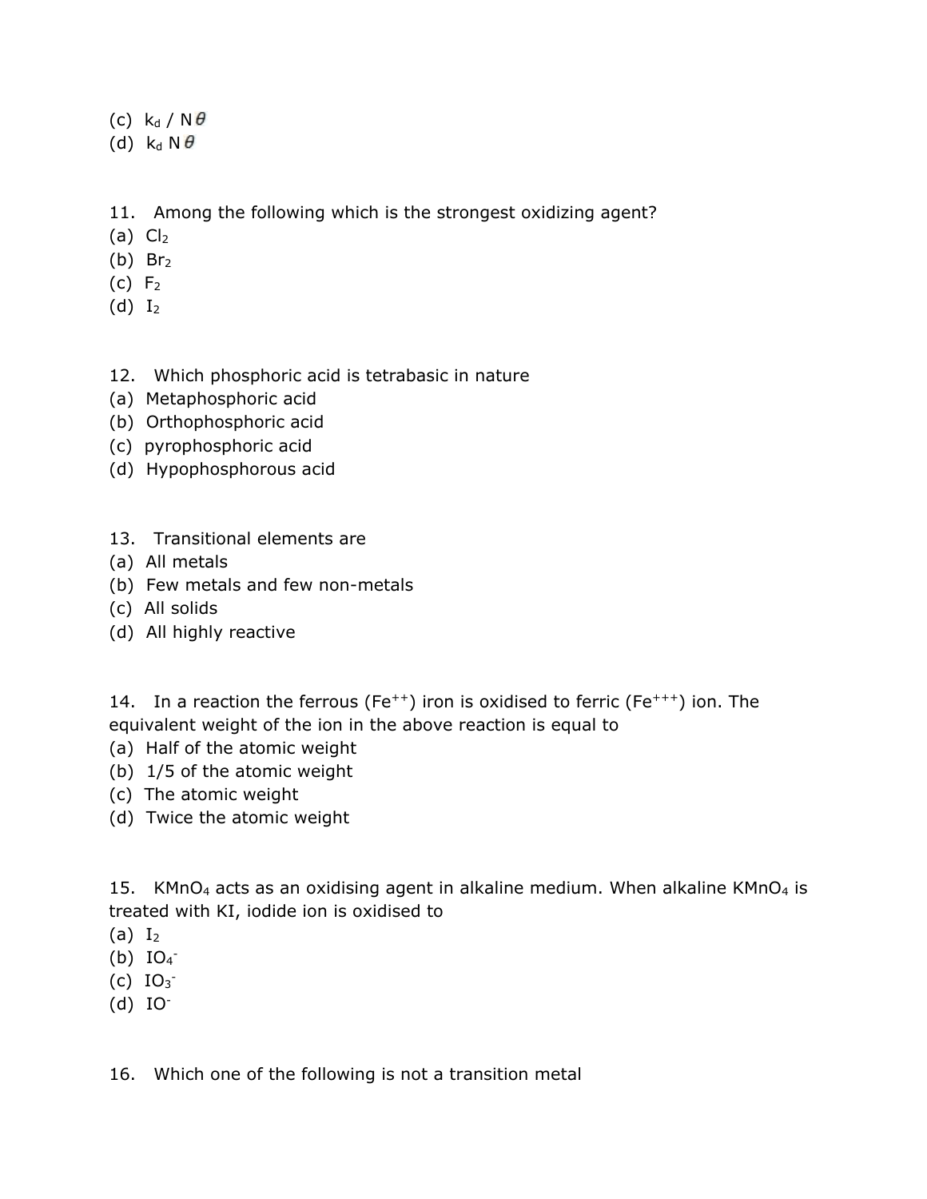(c) $k_d / N\theta$
(d) $k_d N\theta$

11. Among the following which is the strongest oxidizing agent?
(a) $Cl_2$
(b) $Br_2$
(c) $F_2$
(d) $I_2$

12. Which phosphoric acid is tetrabasic in nature
(a) Metaphosphoric acid
(b) Orthophosphoric acid
(c) pyrophosphoric acid
(d) Hypophosphorous acid

13. Transitional elements are
(a) All metals
(b) Few metals and few non-metals
(c) All solids
(d) All highly reactive

14. In a reaction the ferrous ($Fe^{++}$) iron is oxidised to ferric ($Fe^{+++}$) ion. The equivalent weight of the ion in the above reaction is equal to
(a) Half of the atomic weight
(b) 1/5 of the atomic weight
(c) The atomic weight
(d) Twice the atomic weight

15. $KMnO_4$ acts as an oxidising agent in alkaline medium. When alkaline $KMnO_4$ is treated with KI, iodide ion is oxidised to
(a) $I_2$
(b) $IO_4^-$
(c) $IO_3^-$
(d) $IO^-$

16. Which one of the following is not a transition metal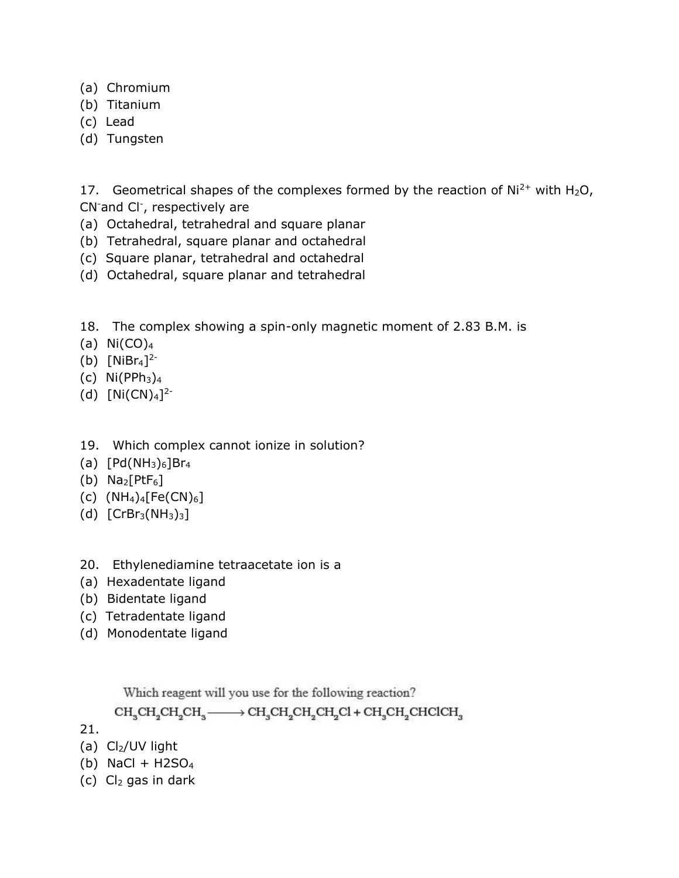(a) Chromium
(b) Titanium
(c) Lead
(d) Tungsten

17. Geometrical shapes of the complexes formed by the reaction of $Ni^{2+}$ with $H_2O$, $CN^-$ and $Cl^-$, respectively are
(a) Octahedral, tetrahedral and square planar
(b) Tetrahedral, square planar and octahedral
(c) Square planar, tetrahedral and octahedral
(d) Octahedral, square planar and tetrahedral

18. The complex showing a spin-only magnetic moment of 2.83 B.M. is
(a) $Ni(CO)_4$
(b) $[NiBr_4]^{2-}$
(c) $Ni(PPh_3)_4$
(d) $[Ni(CN)_4]^{2-}$

19. Which complex cannot ionize in solution?
(a) $[Pd(NH_3)_6]Br_4$
(b) $Na_2[PtF_6]$
(c) $(NH_4)_4[Fe(CN)_6]$
(d) $[CrBr_3(NH_3)_3]$

20. Ethylenediamine tetraacetate ion is a
(a) Hexadentate ligand
(b) Bidentate ligand
(c) Tetradentate ligand
(d) Monodentate ligand

21. Which reagent will you use for the following reaction?

$$CH_3CH_2CH_2CH_3 \longrightarrow CH_3CH_2CH_2CH_2Cl + CH_3CH_2CHClCH_3$$

(a) $Cl_2$/UV light
(b) NaCl + H2SO4
(c) $Cl_2$ gas in dark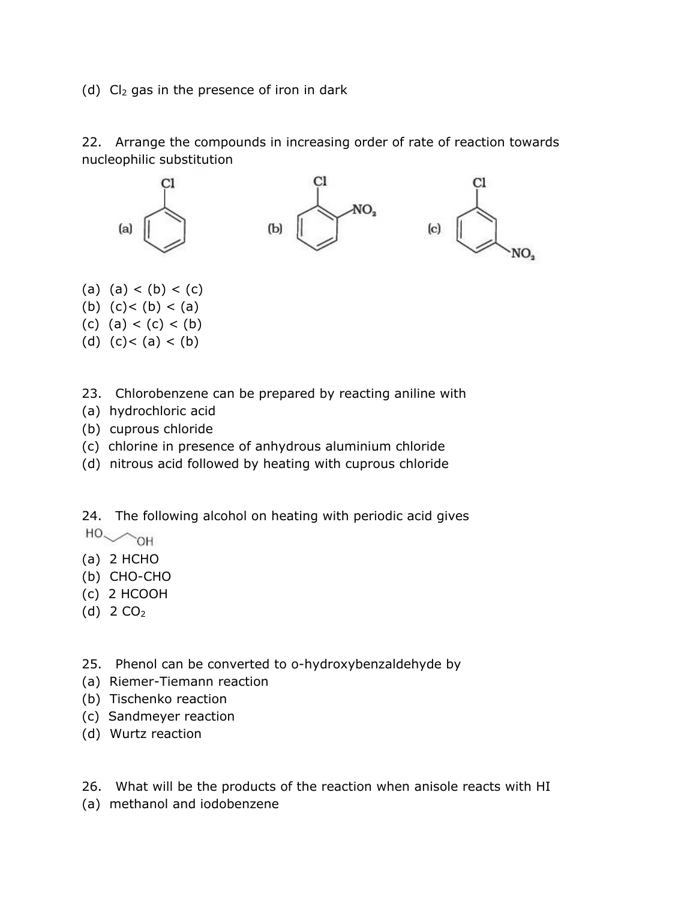(d) $Cl_2$ gas in the presence of iron in dark

22. Arrange the compounds in increasing order of rate of reaction towards nucleophilic substitution

(a) Chlorobenzene (b) o-Nitrochlorobenzene (c) m-Nitrochlorobenzene

(a) (a) < (b) < (c)
(b) (c)< (b) < (a)
(c) (a) < (c) < (b)
(d) (c)< (a) < (b)

23. Chlorobenzene can be prepared by reacting aniline with
(a) hydrochloric acid
(b) cuprous chloride
(c) chlorine in presence of anhydrous aluminium chloride
(d) nitrous acid followed by heating with cuprous chloride

24. The following alcohol on heating with periodic acid gives

HO–$CH_2$–$CH_2$–OH

(a) 2 HCHO
(b) CHO-CHO
(c) 2 HCOOH
(d) 2 $CO_2$

25. Phenol can be converted to o-hydroxybenzaldehyde by
(a) Riemer-Tiemann reaction
(b) Tischenko reaction
(c) Sandmeyer reaction
(d) Wurtz reaction

26. What will be the products of the reaction when anisole reacts with HI
(a) methanol and iodobenzene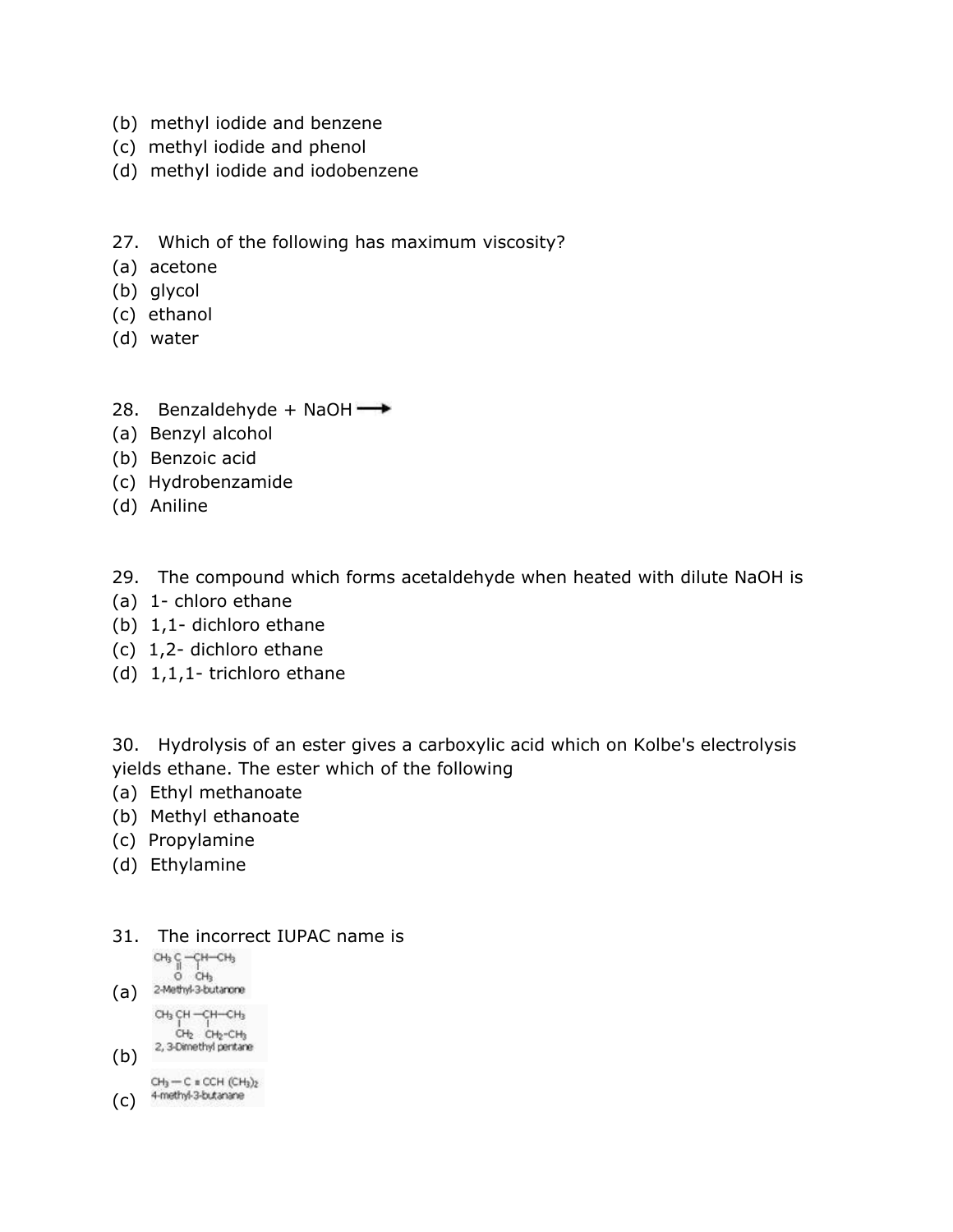(b) methyl iodide and benzene
(c) methyl iodide and phenol
(d) methyl iodide and iodobenzene

27. Which of the following has maximum viscosity?
(a) acetone
(b) glycol
(c) ethanol
(d) water

28. Benzaldehyde + NaOH $\longrightarrow$
(a) Benzyl alcohol
(b) Benzoic acid
(c) Hydrobenzamide
(d) Aniline

29. The compound which forms acetaldehyde when heated with dilute NaOH is
(a) 1- chloro ethane
(b) 1,1- dichloro ethane
(c) 1,2- dichloro ethane
(d) 1,1,1- trichloro ethane

30. Hydrolysis of an ester gives a carboxylic acid which on Kolbe's electrolysis yields ethane. The ester which of the following
(a) Ethyl methanoate
(b) Methyl ethanoate
(c) Propylamine
(d) Ethylamine

31. The incorrect IUPAC name is

(a) $CH_3\overset{\overset{\large O}{||}}{C}-\underset{\underset{\large CH_3}{|}}{CH}-CH_3$ 2-Methyl-3-butanone

(b) $CH_3\underset{\underset{\large CH_3}{|}}{CH}-\underset{\underset{\large CH_2-CH_3}{|}}{CH}-CH_3$ 2, 3-Dimethyl pentane

(c) $CH_3-C\equiv CCH(CH_3)_2$ 4-methyl-3-butanane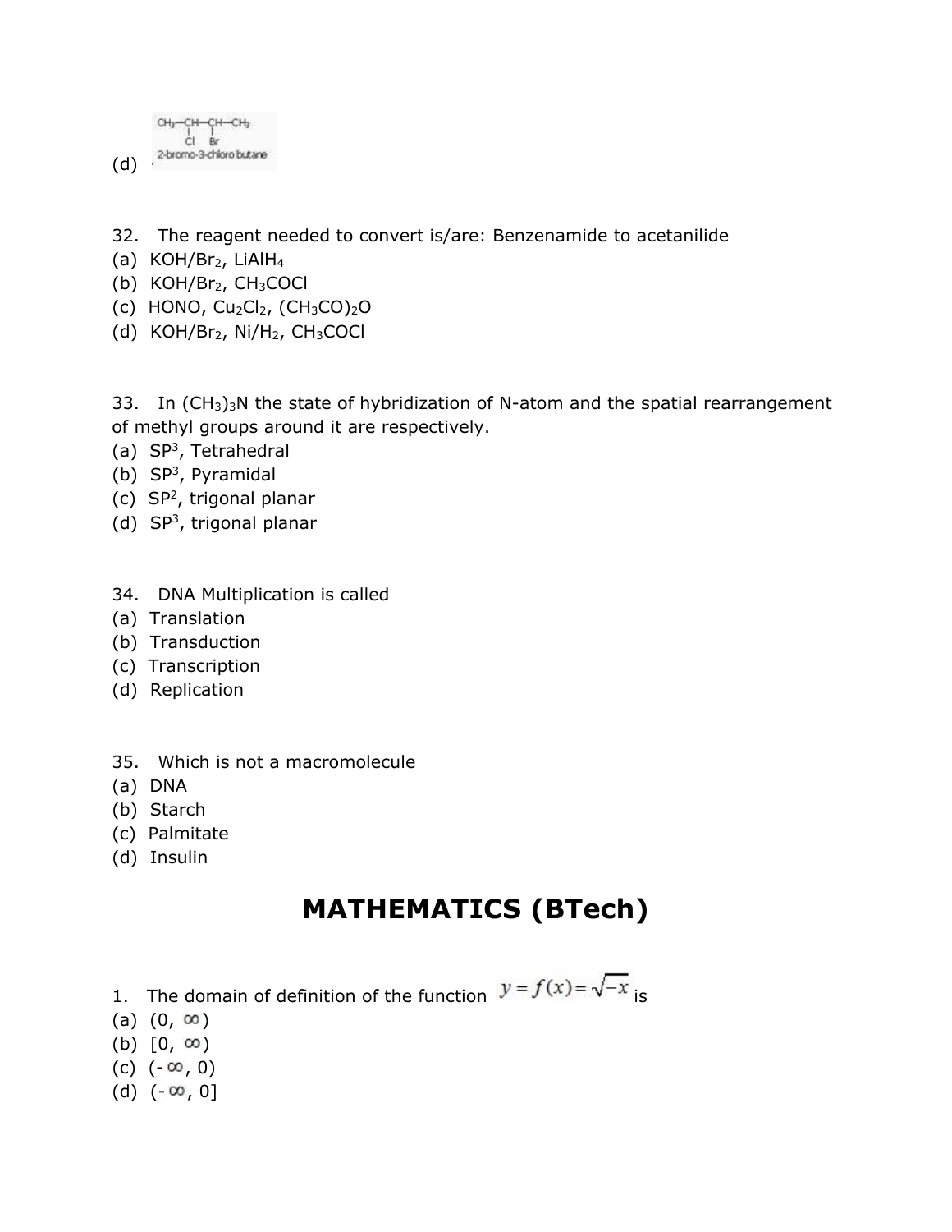(d) $CH_3-CH(Cl)-CH(Br)-CH_3$ 2-bromo-3-chloro butane

32. The reagent needed to convert is/are: Benzenamide to acetanilide
(a) $KOH/Br_2$, $LiAlH_4$
(b) $KOH/Br_2$, $CH_3COCl$
(c) HONO, $Cu_2Cl_2$, $(CH_3CO)_2O$
(d) $KOH/Br_2$, $Ni/H_2$, $CH_3COCl$

33. In $(CH_3)_3N$ the state of hybridization of N-atom and the spatial rearrangement of methyl groups around it are respectively.
(a) $SP^3$, Tetrahedral
(b) $SP^3$, Pyramidal
(c) $SP^2$, trigonal planar
(d) $SP^3$, trigonal planar

34. DNA Multiplication is called
(a) Translation
(b) Transduction
(c) Transcription
(d) Replication

35. Which is not a macromolecule
(a) DNA
(b) Starch
(c) Palmitate
(d) Insulin

# MATHEMATICS (BTech)

1. The domain of definition of the function $y = f(x) = \sqrt{-x}$ is
(a) $(0, \infty)$
(b) $[0, \infty)$
(c) $(-\infty, 0)$
(d) $(-\infty, 0]$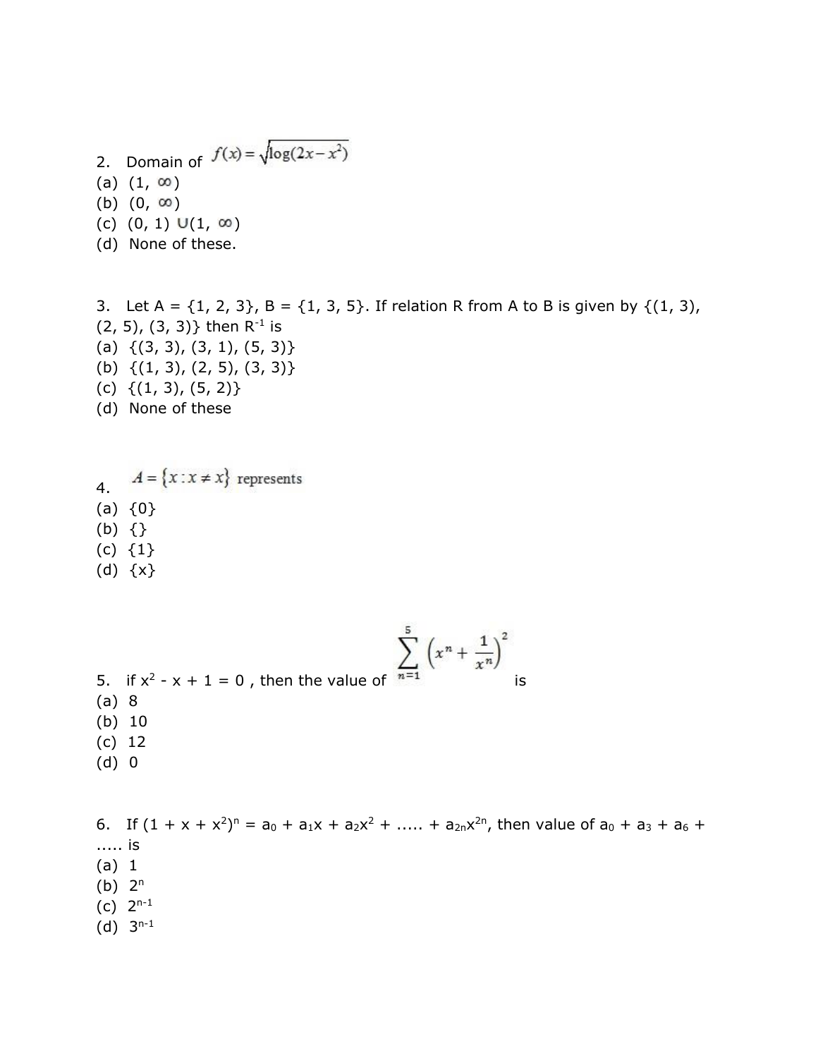2. Domain of $f(x) = \sqrt{\log(2x - x^2)}$

(a) $(1, \infty)$

(b) $(0, \infty)$

(c) $(0, 1) \cup (1, \infty)$

(d) None of these.

3. Let A = {1, 2, 3}, B = {1, 3, 5}. If relation R from A to B is given by {(1, 3), (2, 5), (3, 3)} then $R^{-1}$ is

(a) {(3, 3), (3, 1), (5, 3)}

(b) {(1, 3), (2, 5), (3, 3)}

(c) {(1, 3), (5, 2)}

(d) None of these

4. $A = \{x : x \neq x\}$ represents

(a) {0}

(b) {}

(c) {1}

(d) {x}

5. if $x^2 - x + 1 = 0$ , then the value of $\sum_{n=1}^{5} \left(x^n + \frac{1}{x^n}\right)^2$ is

(a) 8

(b) 10

(c) 12

(d) 0

6. If $(1 + x + x^2)^n = a_0 + a_1x + a_2x^2 + \ldots\ldots + a_{2n}x^{2n}$, then value of $a_0 + a_3 + a_6 + \ldots\ldots$ is

(a) 1

(b) $2^n$

(c) $2^{n-1}$

(d) $3^{n-1}$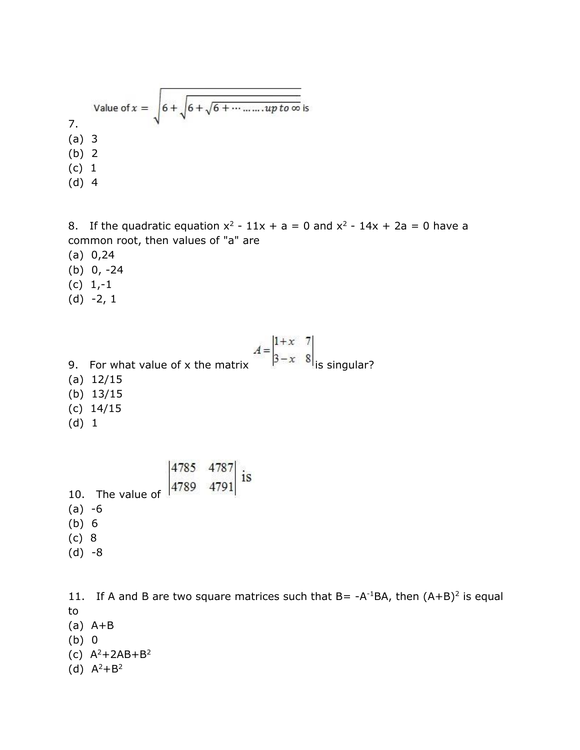7. Value of $x = \sqrt{6+\sqrt{6+\sqrt{6+\cdots\ldots\ldots up\ to\ \infty}}}$ is

(a) 3
(b) 2
(c) 1
(d) 4

8. If the quadratic equation $x^2 - 11x + a = 0$ and $x^2 - 14x + 2a = 0$ have a common root, then values of "a" are

(a) 0,24
(b) 0, -24
(c) 1,-1
(d) -2, 1

9. For what value of x the matrix $A = \begin{vmatrix} 1+x & 7 \\ 3-x & 8 \end{vmatrix}$ is singular?

(a) 12/15
(b) 13/15
(c) 14/15
(d) 1

10. The value of $\begin{vmatrix} 4785 & 4787 \\ 4789 & 4791 \end{vmatrix}$ is

(a) -6
(b) 6
(c) 8
(d) -8

11. If A and B are two square matrices such that $B = -A^{-1}BA$, then $(A+B)^2$ is equal to

(a) A+B
(b) 0
(c) $A^2+2AB+B^2$
(d) $A^2+B^2$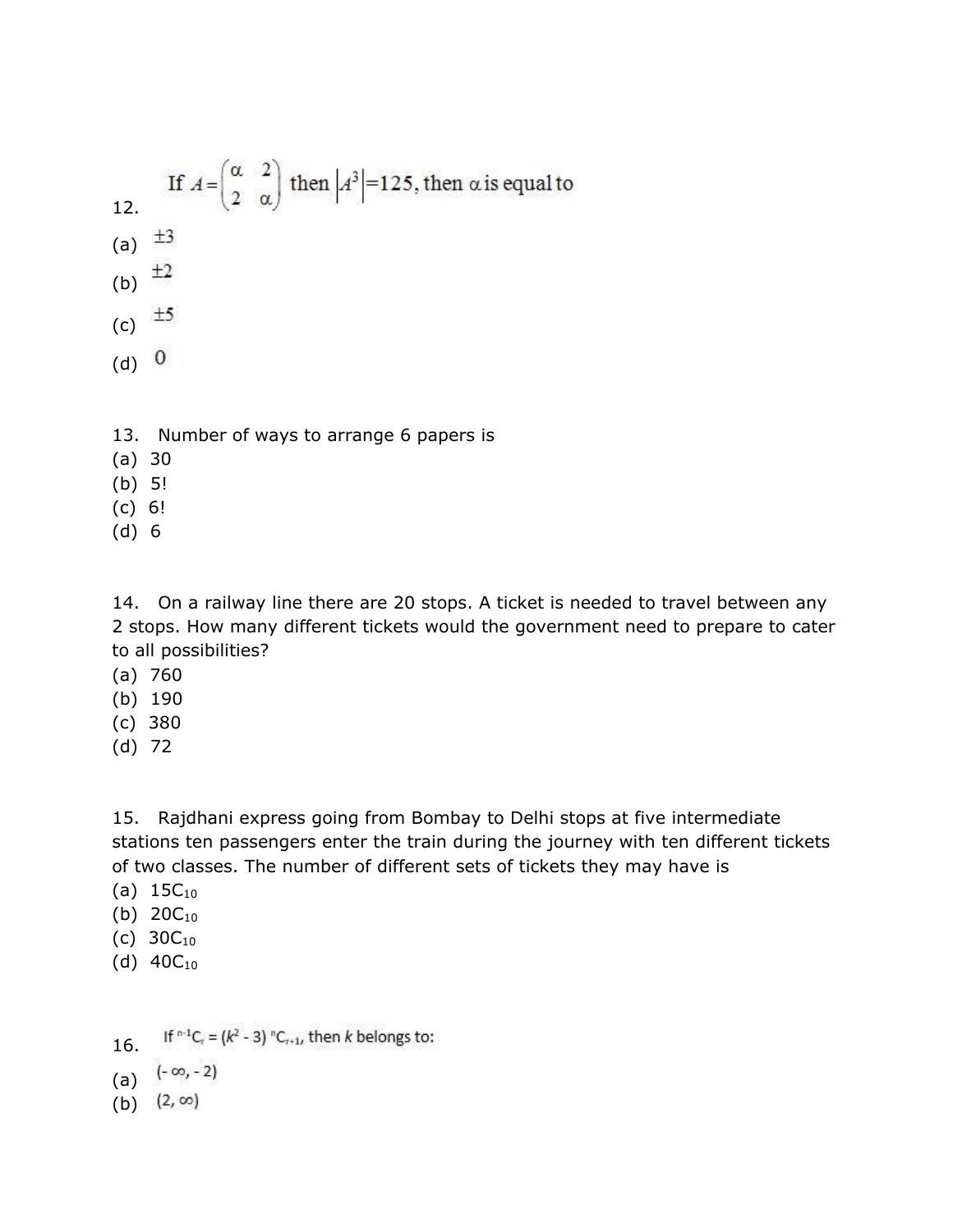12. If $A = \begin{pmatrix} \alpha & 2 \\ 2 & \alpha \end{pmatrix}$ then $|A^3| = 125$, then $\alpha$ is equal to

(a) $\pm 3$

(b) $\pm 2$

(c) $\pm 5$

(d) $0$

13. Number of ways to arrange 6 papers is

(a) 30
(b) 5!
(c) 6!
(d) 6

14. On a railway line there are 20 stops. A ticket is needed to travel between any 2 stops. How many different tickets would the government need to prepare to cater to all possibilities?

(a) 760
(b) 190
(c) 380
(d) 72

15. Rajdhani express going from Bombay to Delhi stops at five intermediate stations ten passengers enter the train during the journey with ten different tickets of two classes. The number of different sets of tickets they may have is

(a) $15C_{10}$
(b) $20C_{10}$
(c) $30C_{10}$
(d) $40C_{10}$

16. If ${}^{n-1}C_r = (k^2 - 3)\, {}^{n}C_{r+1}$, then $k$ belongs to:

(a) $(-\infty, -2)$

(b) $(2, \infty)$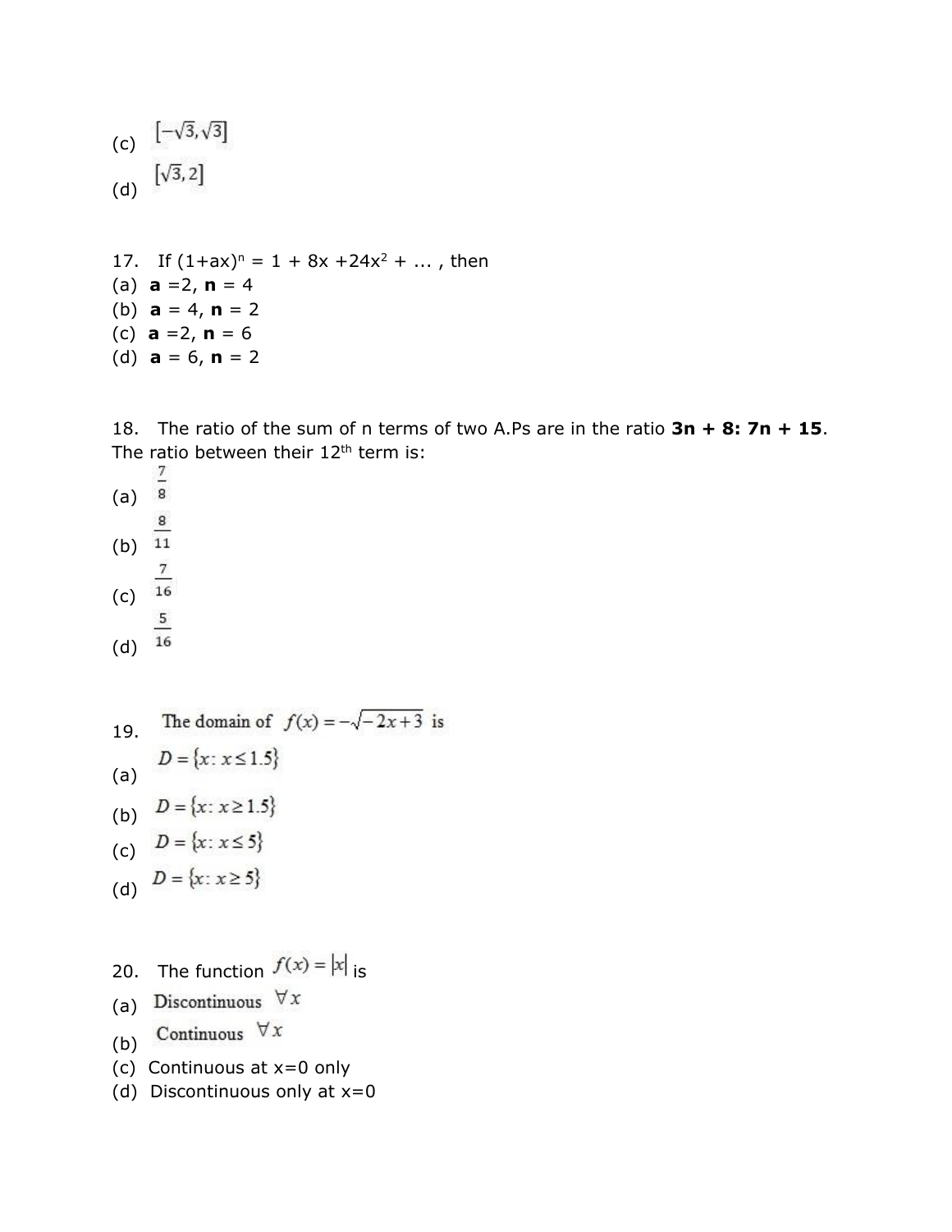(c) $[-\sqrt{3}, \sqrt{3}]$

(d) $[\sqrt{3}, 2]$

17. If $(1+ax)^n = 1 + 8x + 24x^2 + \ldots$, then

(a) **a** $=2$, **n** $= 4$

(b) **a** $= 4$, **n** $= 2$

(c) **a** $=2$, **n** $= 6$

(d) **a** $= 6$, **n** $= 2$

18. The ratio of the sum of n terms of two A.Ps are in the ratio **3n + 8: 7n + 15**. The ratio between their $12^{th}$ term is:

(a) $\frac{7}{8}$

(b) $\frac{8}{11}$

(c) $\frac{7}{16}$

(d) $\frac{5}{16}$

19. The domain of $f(x) = -\sqrt{-2x+3}$ is

(a) $D = \{x: x \leq 1.5\}$

(b) $D = \{x: x \geq 1.5\}$

(c) $D = \{x: x \leq 5\}$

(d) $D = \{x: x \geq 5\}$

20. The function $f(x) = |x|$ is

(a) Discontinuous $\forall x$

(b) Continuous $\forall x$

(c) Continuous at x=0 only

(d) Discontinuous only at x=0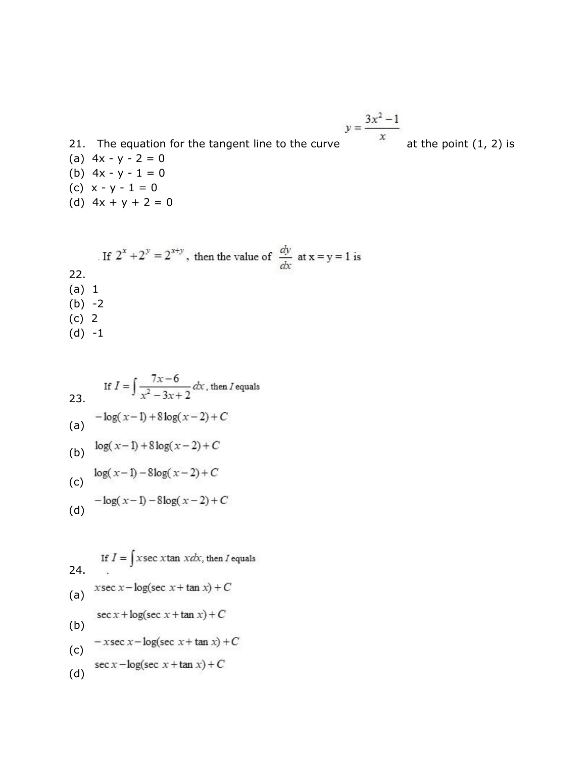21. The equation for the tangent line to the curve $y = \frac{3x^2 - 1}{x}$ at the point (1, 2) is

(a) 4x - y - 2 = 0
(b) 4x - y - 1 = 0
(c) x - y - 1 = 0
(d) 4x + y + 2 = 0

22. If $2^x + 2^y = 2^{x+y}$, then the value of $\frac{dy}{dx}$ at x = y = 1 is

(a) 1
(b) -2
(c) 2
(d) -1

23. If $I = \int \frac{7x-6}{x^2 - 3x + 2} dx$, then $I$ equals

(a) $-\log(x-1) + 8\log(x-2) + C$

(b) $\log(x-1) + 8\log(x-2) + C$

(c) $\log(x-1) - 8\log(x-2) + C$

(d) $-\log(x-1) - 8\log(x-2) + C$

24. If $I = \int x \sec x \tan x dx$, then $I$ equals

(a) $x \sec x - \log(\sec x + \tan x) + C$

(b) $\sec x + \log(\sec x + \tan x) + C$

(c) $-x \sec x - \log(\sec x + \tan x) + C$

(d) $\sec x - \log(\sec x + \tan x) + C$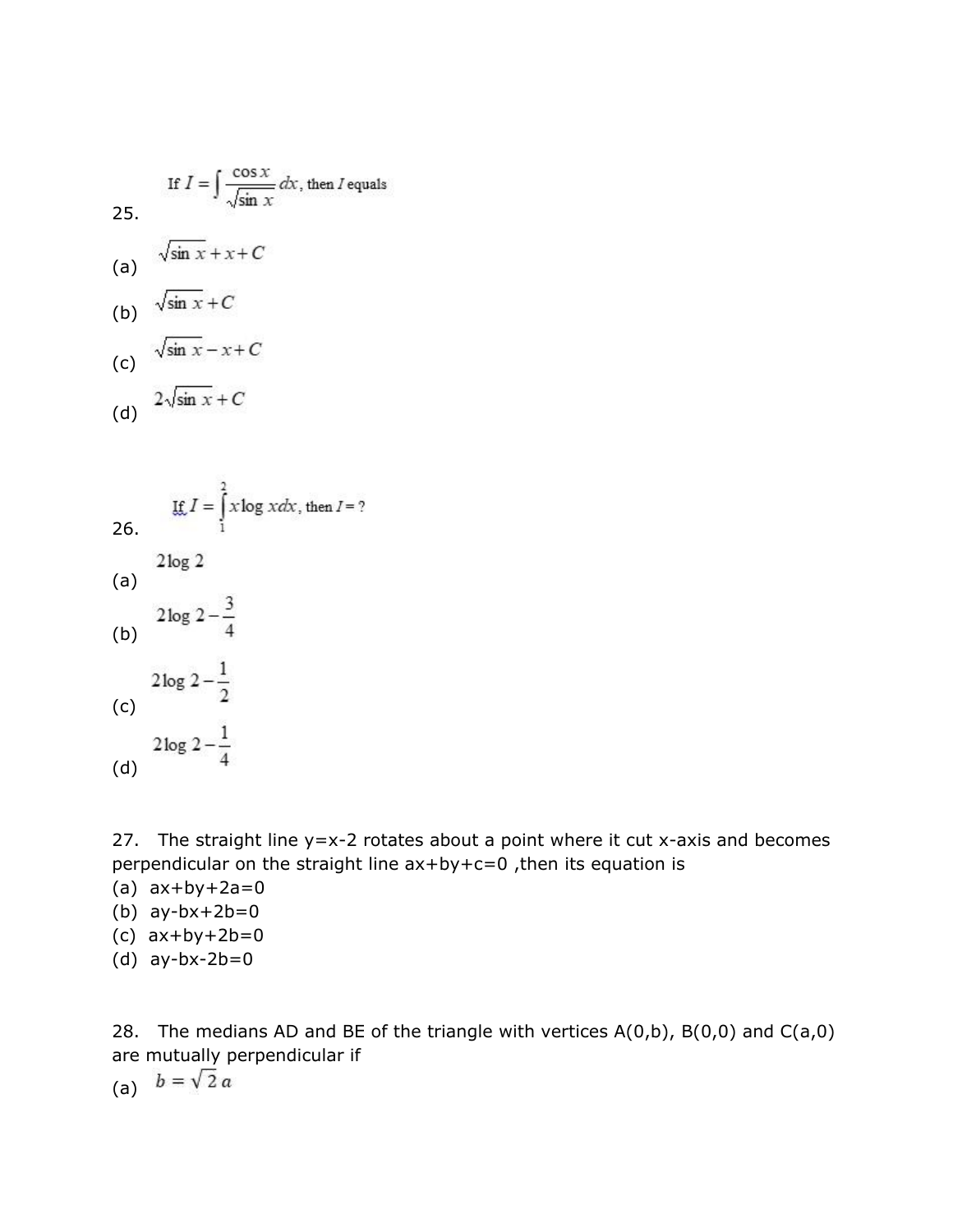25. If $I = \int \frac{\cos x}{\sqrt{\sin x}} dx$, then $I$ equals

(a) $\sqrt{\sin x} + x + C$

(b) $\sqrt{\sin x} + C$

(c) $\sqrt{\sin x} - x + C$

(d) $2\sqrt{\sin x} + C$

26. If $I = \int_1^2 x \log x dx$, then $I = ?$

(a) $2\log 2$

(b) $2\log 2 - \frac{3}{4}$

(c) $2\log 2 - \frac{1}{2}$

(d) $2\log 2 - \frac{1}{4}$

27. The straight line y=x-2 rotates about a point where it cut x-axis and becomes perpendicular on the straight line ax+by+c=0 ,then its equation is

(a) ax+by+2a=0

(b) ay-bx+2b=0

(c) ax+by+2b=0

(d) ay-bx-2b=0

28. The medians AD and BE of the triangle with vertices A(0,b), B(0,0) and C(a,0) are mutually perpendicular if

(a) $b = \sqrt{2}\, a$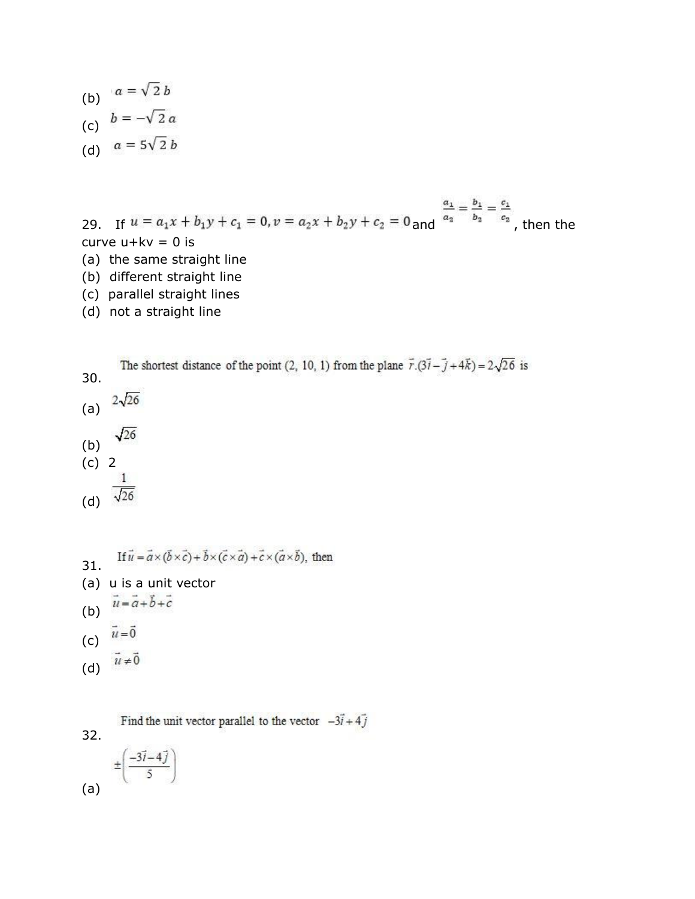(b) $a = \sqrt{2}\, b$

(c) $b = -\sqrt{2}\, a$

(d) $a = 5\sqrt{2}\, b$

29. If $u = a_1x + b_1y + c_1 = 0, v = a_2x + b_2y + c_2 = 0$ and $\frac{a_1}{a_2} = \frac{b_1}{b_2} = \frac{c_1}{c_2}$, then the curve u+kv = 0 is

(a) the same straight line
(b) different straight line
(c) parallel straight lines
(d) not a straight line

30. The shortest distance of the point (2, 10, 1) from the plane $\vec{r}.(3\vec{i} - \vec{j} + 4\vec{k}) = 2\sqrt{26}$ is

(a) $2\sqrt{26}$

(b) $\sqrt{26}$

(c) 2

(d) $\frac{1}{\sqrt{26}}$

31. If $\vec{u} = \vec{a} \times (\vec{b} \times \vec{c}) + \vec{b} \times (\vec{c} \times \vec{a}) + \vec{c} \times (\vec{a} \times \vec{b})$, then

(a) u is a unit vector

(b) $\vec{u} = \vec{a} + \vec{b} + \vec{c}$

(c) $\vec{u} = \vec{0}$

(d) $\vec{u} \neq \vec{0}$

32. Find the unit vector parallel to the vector $-3\vec{i} + 4\vec{j}$

(a) $\pm\left(\frac{-3\vec{i} - 4\vec{j}}{5}\right)$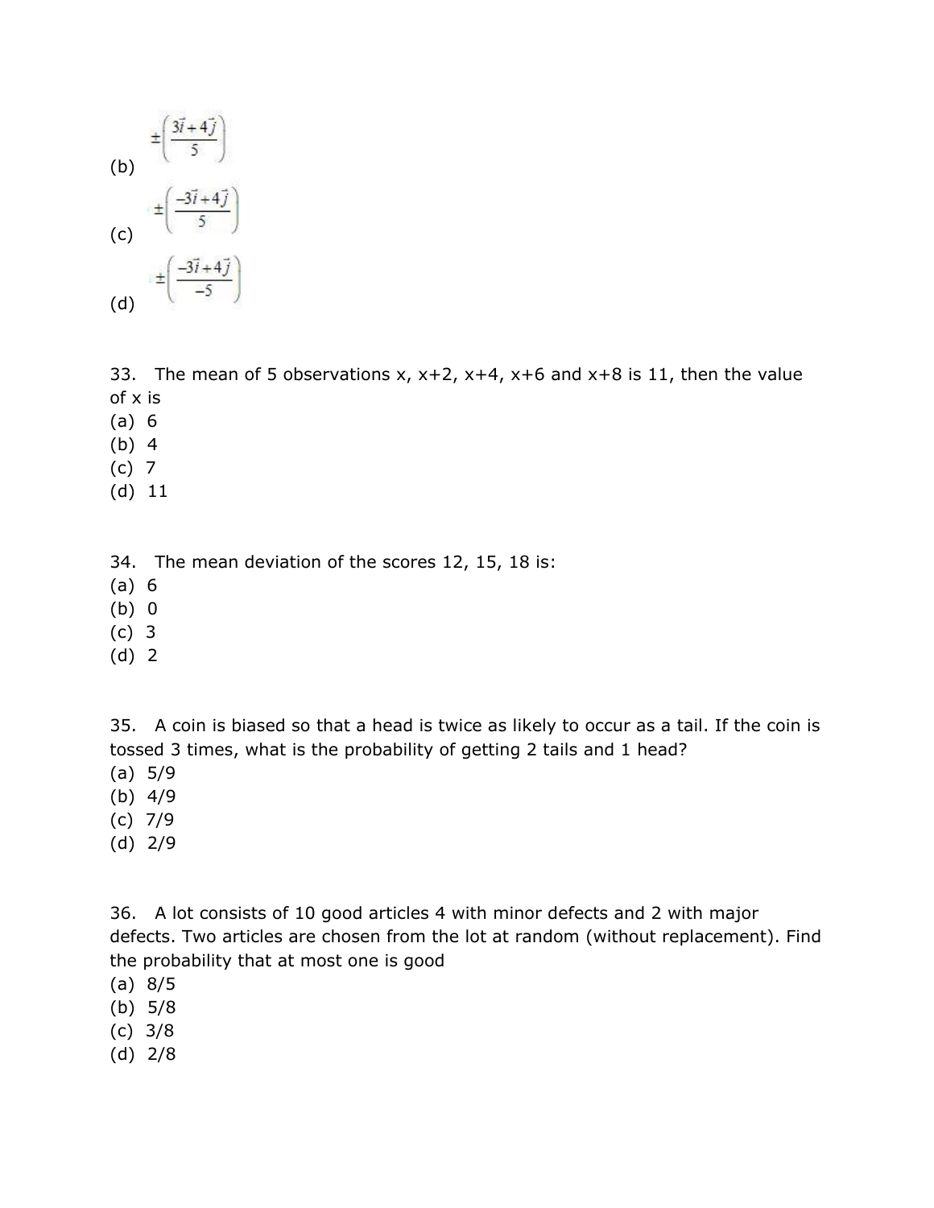(b) $\pm\left(\frac{3\vec{i}+4\vec{j}}{5}\right)$

(c) $\pm\left(\frac{-3\vec{i}+4\vec{j}}{5}\right)$

(d) $\pm\left(\frac{-3\vec{i}+4\vec{j}}{-5}\right)$

33. The mean of 5 observations x, x+2, x+4, x+6 and x+8 is 11, then the value of x is

(a) 6
(b) 4
(c) 7
(d) 11

34. The mean deviation of the scores 12, 15, 18 is:

(a) 6
(b) 0
(c) 3
(d) 2

35. A coin is biased so that a head is twice as likely to occur as a tail. If the coin is tossed 3 times, what is the probability of getting 2 tails and 1 head?

(a) 5/9
(b) 4/9
(c) 7/9
(d) 2/9

36. A lot consists of 10 good articles 4 with minor defects and 2 with major defects. Two articles are chosen from the lot at random (without replacement). Find the probability that at most one is good

(a) 8/5
(b) 5/8
(c) 3/8
(d) 2/8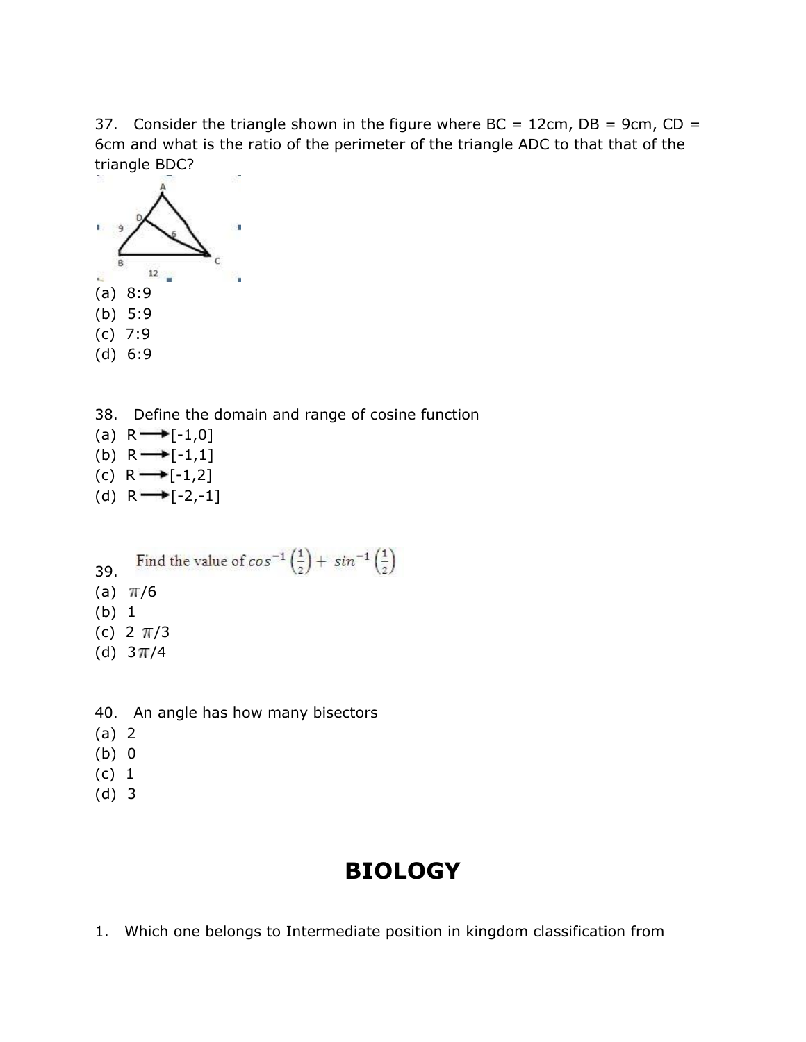37. Consider the triangle shown in the figure where BC = 12cm, DB = 9cm, CD = 6cm and what is the ratio of the perimeter of the triangle ADC to that that of the triangle BDC?

(a) 8:9
(b) 5:9
(c) 7:9
(d) 6:9

38. Define the domain and range of cosine function
(a) R ⟶ [-1,0]
(b) R ⟶ [-1,1]
(c) R ⟶ [-1,2]
(d) R ⟶ [-2,-1]

39. Find the value of $cos^{-1}\left(\frac{1}{2}\right) + sin^{-1}\left(\frac{1}{2}\right)$
(a) $\pi/6$
(b) 1
(c) $2\pi/3$
(d) $3\pi/4$

40. An angle has how many bisectors
(a) 2
(b) 0
(c) 1
(d) 3

# BIOLOGY

1. Which one belongs to Intermediate position in kingdom classification from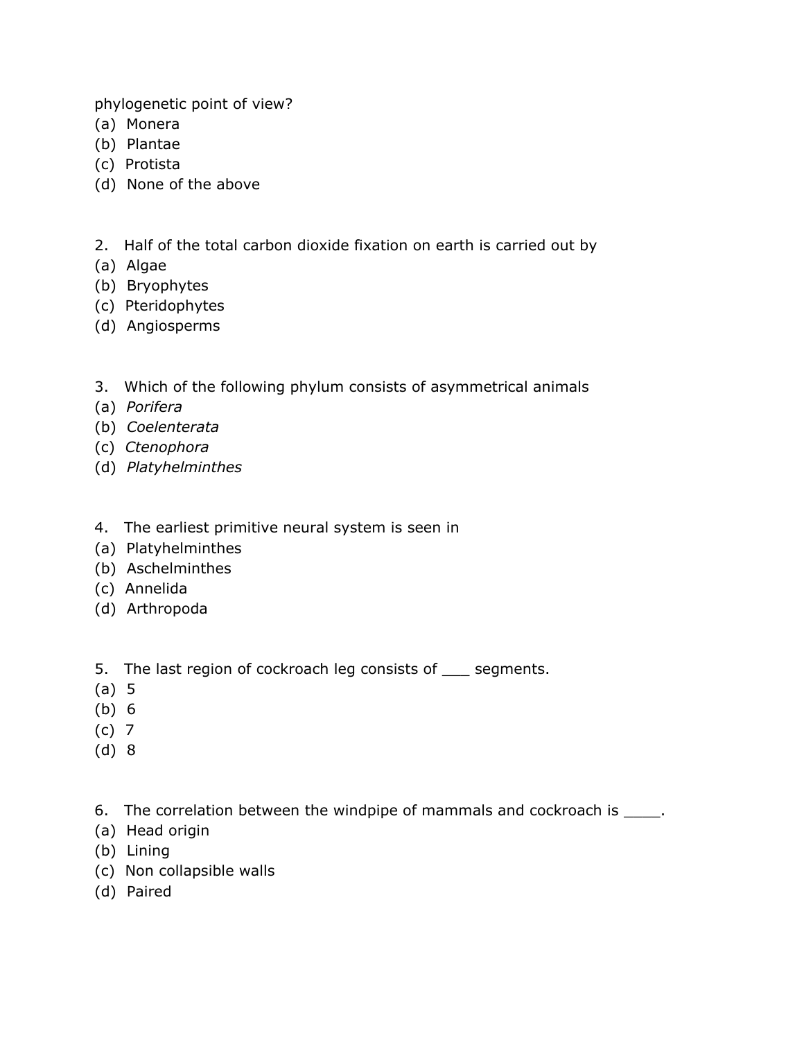phylogenetic point of view?

(a) Monera
(b) Plantae
(c) Protista
(d) None of the above

2. Half of the total carbon dioxide fixation on earth is carried out by

(a) Algae
(b) Bryophytes
(c) Pteridophytes
(d) Angiosperms

3. Which of the following phylum consists of asymmetrical animals

(a) *Porifera*
(b) *Coelenterata*
(c) *Ctenophora*
(d) *Platyhelminthes*

4. The earliest primitive neural system is seen in

(a) Platyhelminthes
(b) Aschelminthes
(c) Annelida
(d) Arthropoda

5. The last region of cockroach leg consists of ___ segments.

(a) 5
(b) 6
(c) 7
(d) 8

6. The correlation between the windpipe of mammals and cockroach is ____.

(a) Head origin
(b) Lining
(c) Non collapsible walls
(d) Paired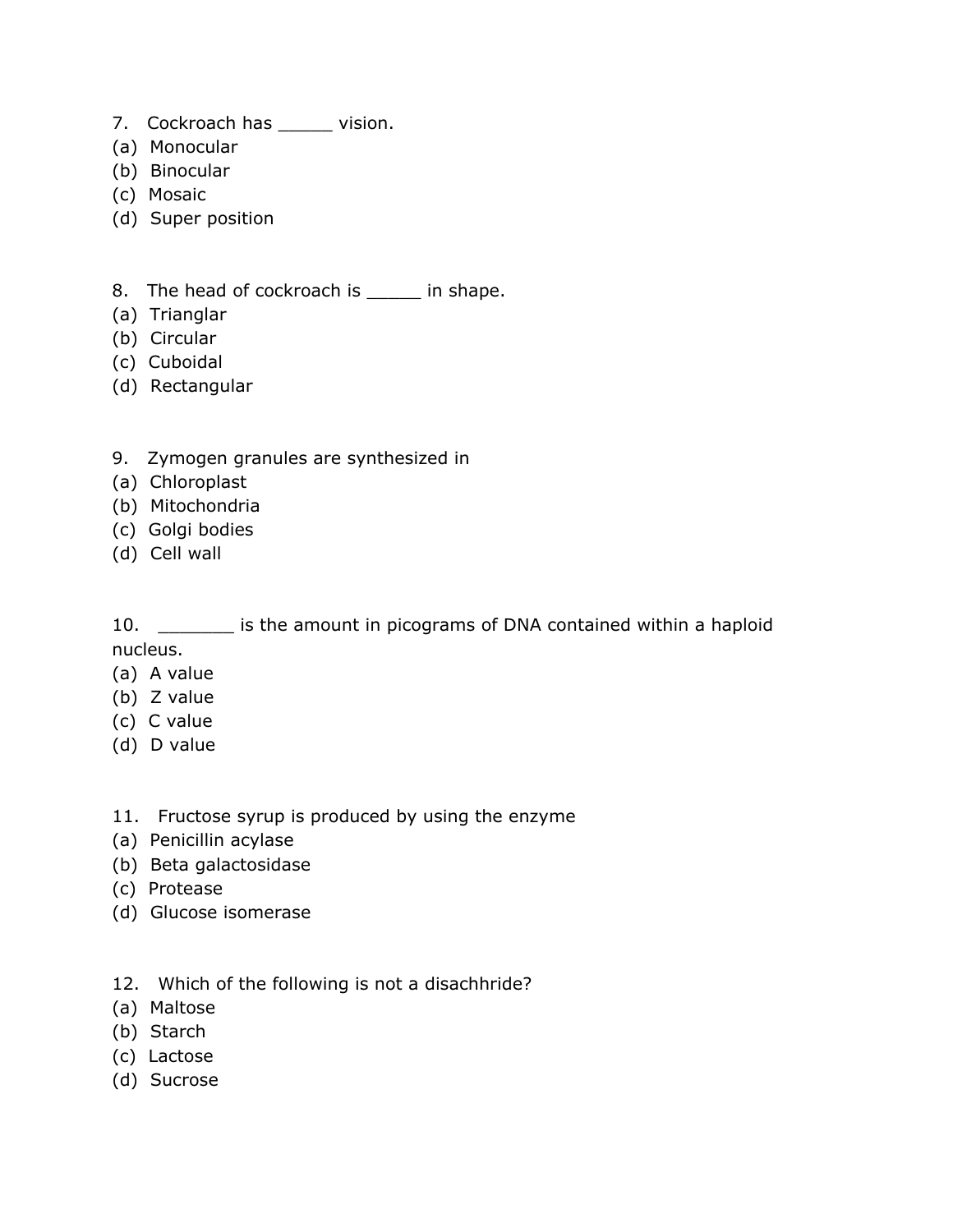7. Cockroach has _____ vision.

(a) Monocular
(b) Binocular
(c) Mosaic
(d) Super position

8. The head of cockroach is _____ in shape.

(a) Trianglar
(b) Circular
(c) Cuboidal
(d) Rectangular

9. Zymogen granules are synthesized in

(a) Chloroplast
(b) Mitochondria
(c) Golgi bodies
(d) Cell wall

10. _______ is the amount in picograms of DNA contained within a haploid nucleus.

(a) A value
(b) Z value
(c) C value
(d) D value

11. Fructose syrup is produced by using the enzyme

(a) Penicillin acylase
(b) Beta galactosidase
(c) Protease
(d) Glucose isomerase

12. Which of the following is not a disachhride?

(a) Maltose
(b) Starch
(c) Lactose
(d) Sucrose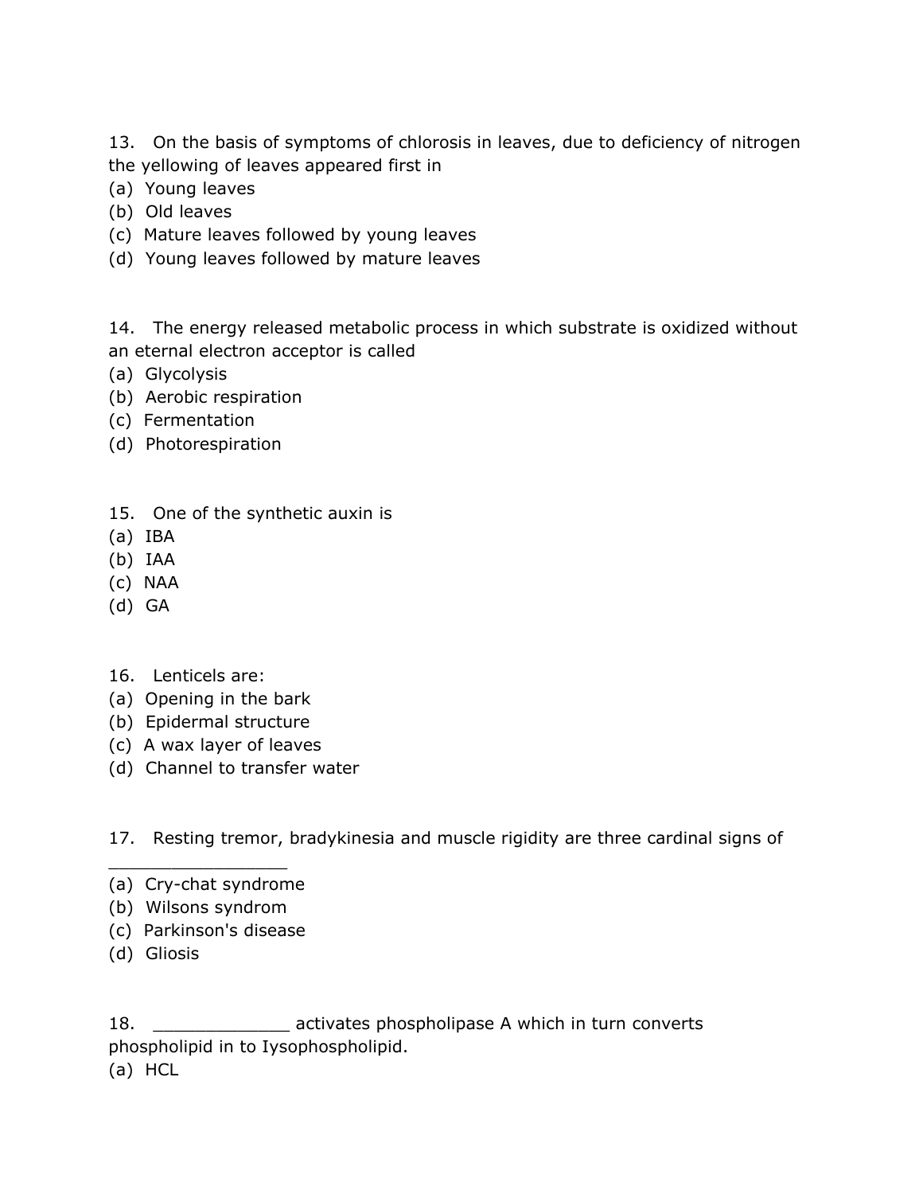13. On the basis of symptoms of chlorosis in leaves, due to deficiency of nitrogen the yellowing of leaves appeared first in

(a) Young leaves
(b) Old leaves
(c) Mature leaves followed by young leaves
(d) Young leaves followed by mature leaves

14. The energy released metabolic process in which substrate is oxidized without an eternal electron acceptor is called

(a) Glycolysis
(b) Aerobic respiration
(c) Fermentation
(d) Photorespiration

15. One of the synthetic auxin is

(a) IBA
(b) IAA
(c) NAA
(d) GA

16. Lenticels are:

(a) Opening in the bark
(b) Epidermal structure
(c) A wax layer of leaves
(d) Channel to transfer water

17. Resting tremor, bradykinesia and muscle rigidity are three cardinal signs of _________________

(a) Cry-chat syndrome
(b) Wilsons syndrom
(c) Parkinson's disease
(d) Gliosis

18. _____________ activates phospholipase A which in turn converts phospholipid in to Iysophospholipid.

(a) HCL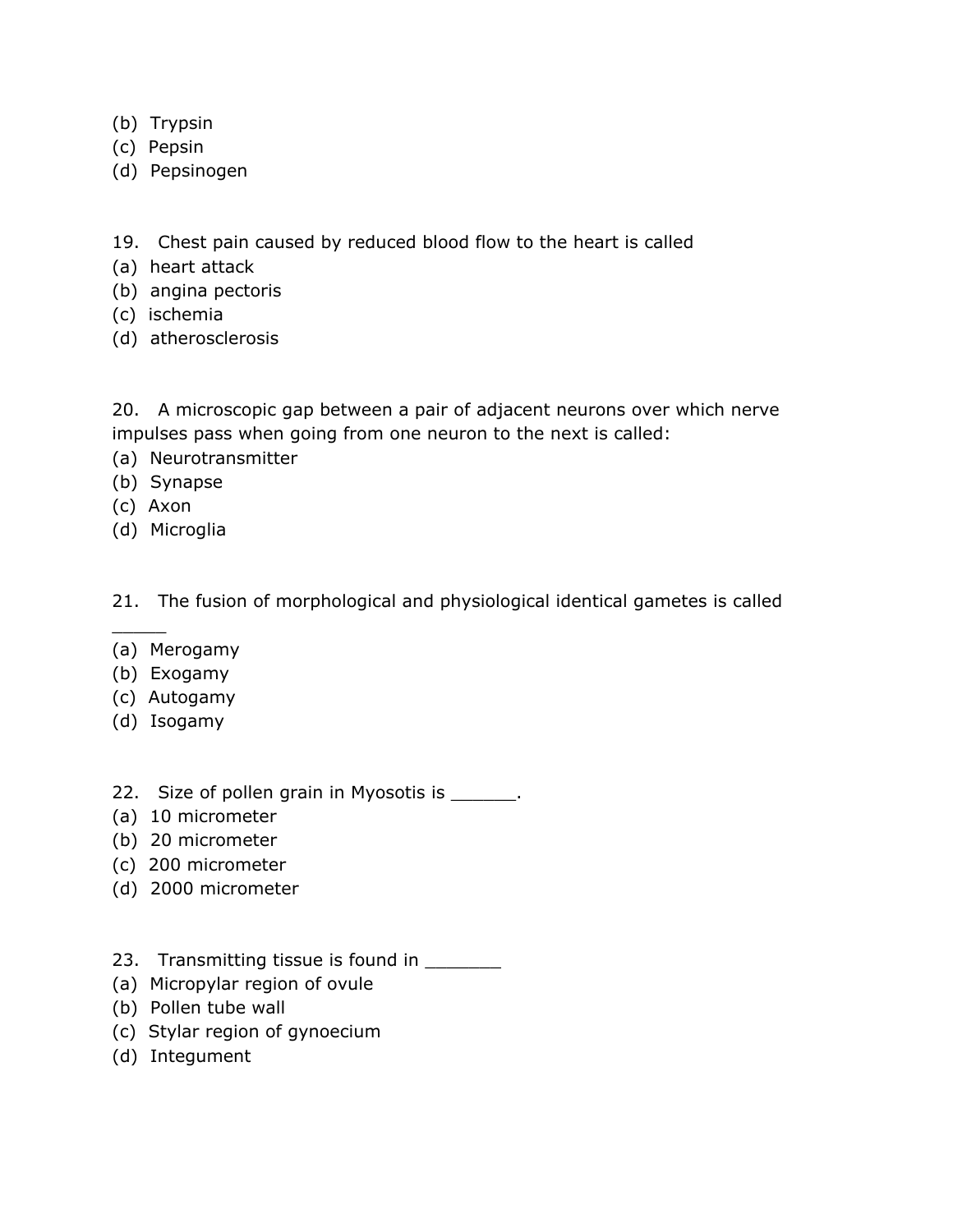(b) Trypsin
(c) Pepsin
(d) Pepsinogen

19. Chest pain caused by reduced blood flow to the heart is called
(a) heart attack
(b) angina pectoris
(c) ischemia
(d) atherosclerosis

20. A microscopic gap between a pair of adjacent neurons over which nerve impulses pass when going from one neuron to the next is called:
(a) Neurotransmitter
(b) Synapse
(c) Axon
(d) Microglia

21. The fusion of morphological and physiological identical gametes is called _____
(a) Merogamy
(b) Exogamy
(c) Autogamy
(d) Isogamy

22. Size of pollen grain in Myosotis is ______.
(a) 10 micrometer
(b) 20 micrometer
(c) 200 micrometer
(d) 2000 micrometer

23. Transmitting tissue is found in _______
(a) Micropylar region of ovule
(b) Pollen tube wall
(c) Stylar region of gynoecium
(d) Integument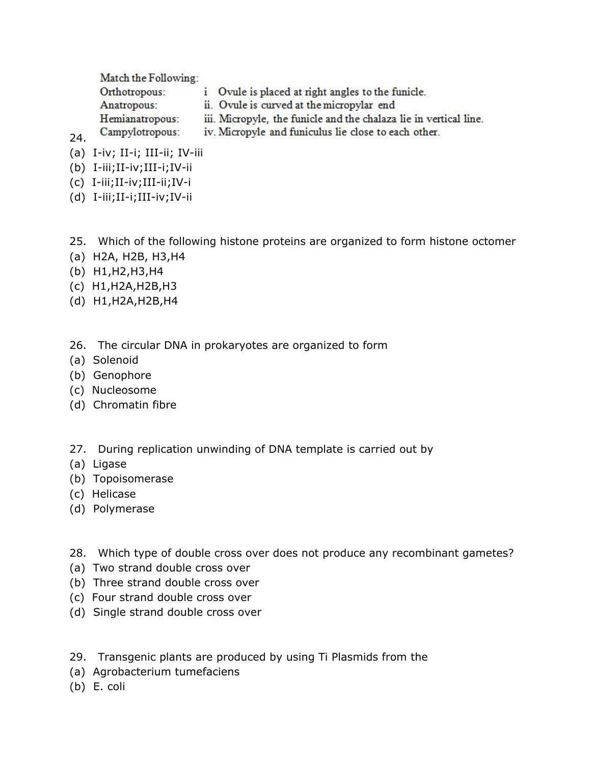24. Match the Following:

Orthotropous: i Ovule is placed at right angles to the funicle.

Anatropous: ii. Ovule is curved at the micropylar end

Hemianatropous: iii. Micropyle, the funicle and the chalaza lie in vertical line.

Campylotropous: iv. Micropyle and funiculus lie close to each other.

(a) I-iv; II-i; III-ii; IV-iii
(b) I-iii;II-iv;III-i;IV-ii
(c) I-iii;II-iv;III-ii;IV-i
(d) I-iii;II-i;III-iv;IV-ii

25. Which of the following histone proteins are organized to form histone octomer
(a) H2A, H2B, H3,H4
(b) H1,H2,H3,H4
(c) H1,H2A,H2B,H3
(d) H1,H2A,H2B,H4

26. The circular DNA in prokaryotes are organized to form
(a) Solenoid
(b) Genophore
(c) Nucleosome
(d) Chromatin fibre

27. During replication unwinding of DNA template is carried out by
(a) Ligase
(b) Topoisomerase
(c) Helicase
(d) Polymerase

28. Which type of double cross over does not produce any recombinant gametes?
(a) Two strand double cross over
(b) Three strand double cross over
(c) Four strand double cross over
(d) Single strand double cross over

29. Transgenic plants are produced by using Ti Plasmids from the
(a) Agrobacterium tumefaciens
(b) E. coli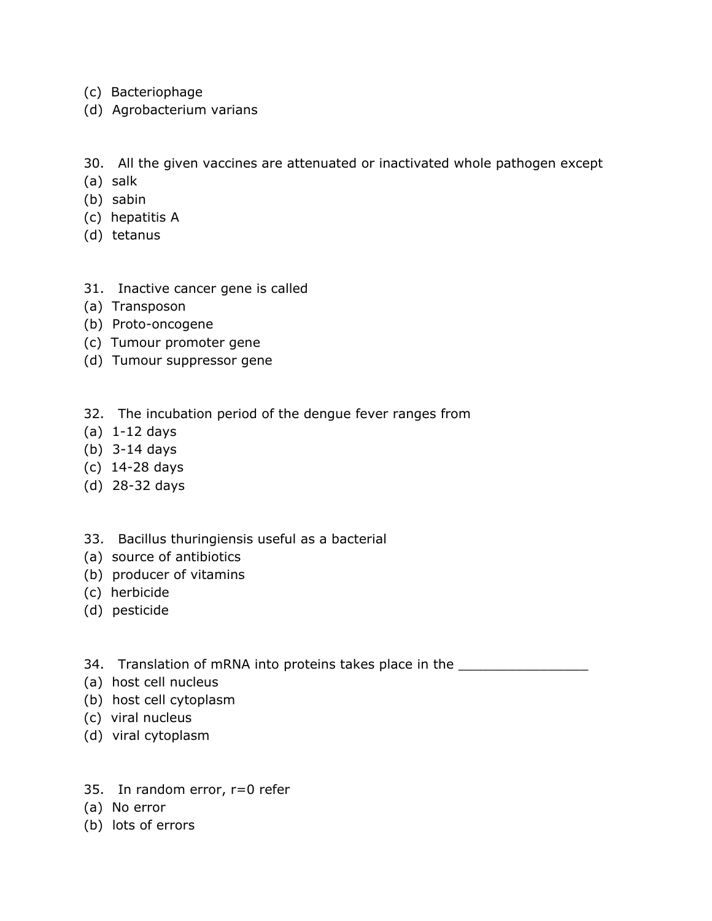(c) Bacteriophage
(d) Agrobacterium varians

30. All the given vaccines are attenuated or inactivated whole pathogen except
(a) salk
(b) sabin
(c) hepatitis A
(d) tetanus

31. Inactive cancer gene is called
(a) Transposon
(b) Proto-oncogene
(c) Tumour promoter gene
(d) Tumour suppressor gene

32. The incubation period of the dengue fever ranges from
(a) 1-12 days
(b) 3-14 days
(c) 14-28 days
(d) 28-32 days

33. Bacillus thuringiensis useful as a bacterial
(a) source of antibiotics
(b) producer of vitamins
(c) herbicide
(d) pesticide

34. Translation of mRNA into proteins takes place in the ________________
(a) host cell nucleus
(b) host cell cytoplasm
(c) viral nucleus
(d) viral cytoplasm

35. In random error, r=0 refer
(a) No error
(b) lots of errors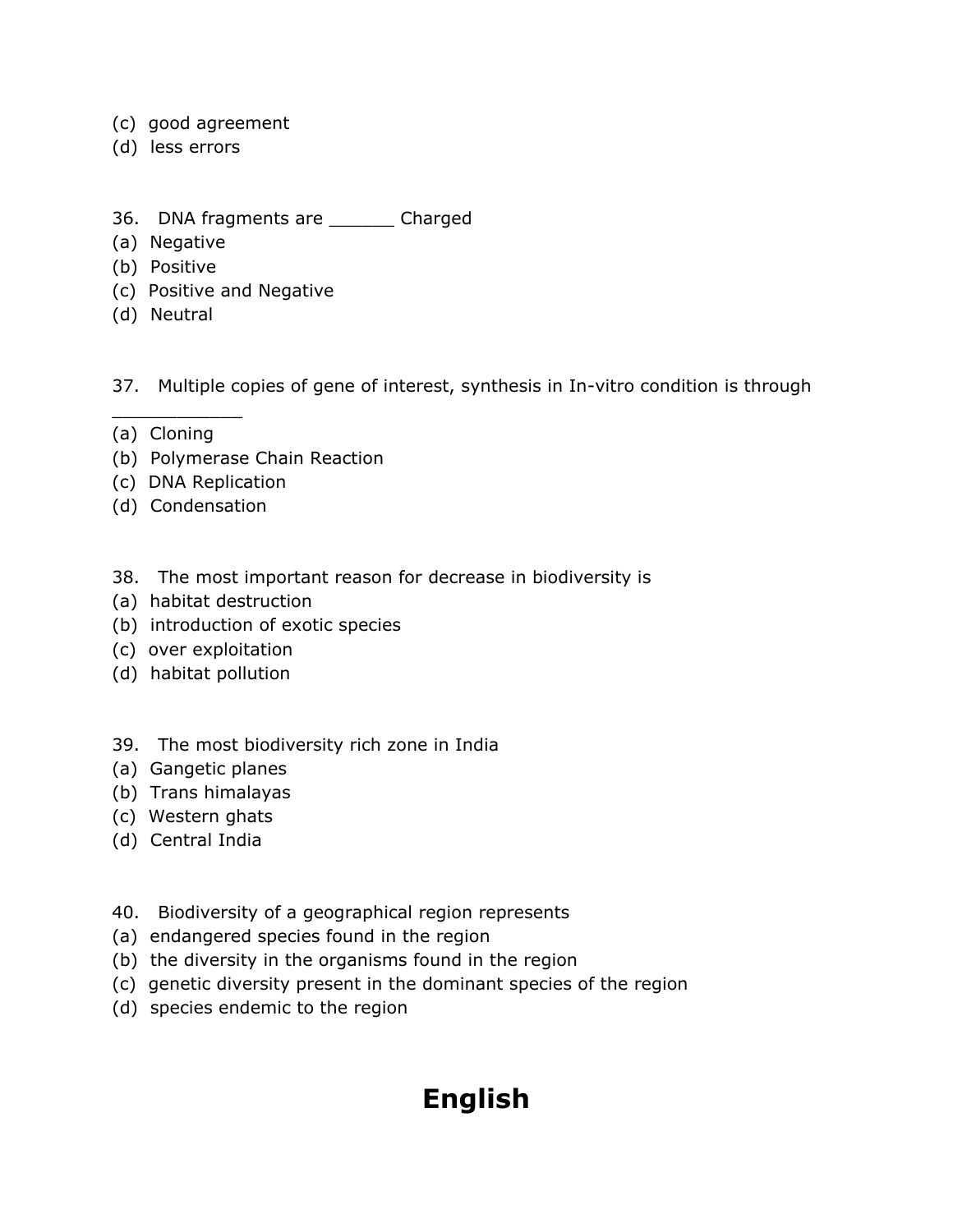(c) good agreement
(d) less errors

36. DNA fragments are ______ Charged
(a) Negative
(b) Positive
(c) Positive and Negative
(d) Neutral

37. Multiple copies of gene of interest, synthesis in In-vitro condition is through ____________
(a) Cloning
(b) Polymerase Chain Reaction
(c) DNA Replication
(d) Condensation

38. The most important reason for decrease in biodiversity is
(a) habitat destruction
(b) introduction of exotic species
(c) over exploitation
(d) habitat pollution

39. The most biodiversity rich zone in India
(a) Gangetic planes
(b) Trans himalayas
(c) Western ghats
(d) Central India

40. Biodiversity of a geographical region represents
(a) endangered species found in the region
(b) the diversity in the organisms found in the region
(c) genetic diversity present in the dominant species of the region
(d) species endemic to the region

# English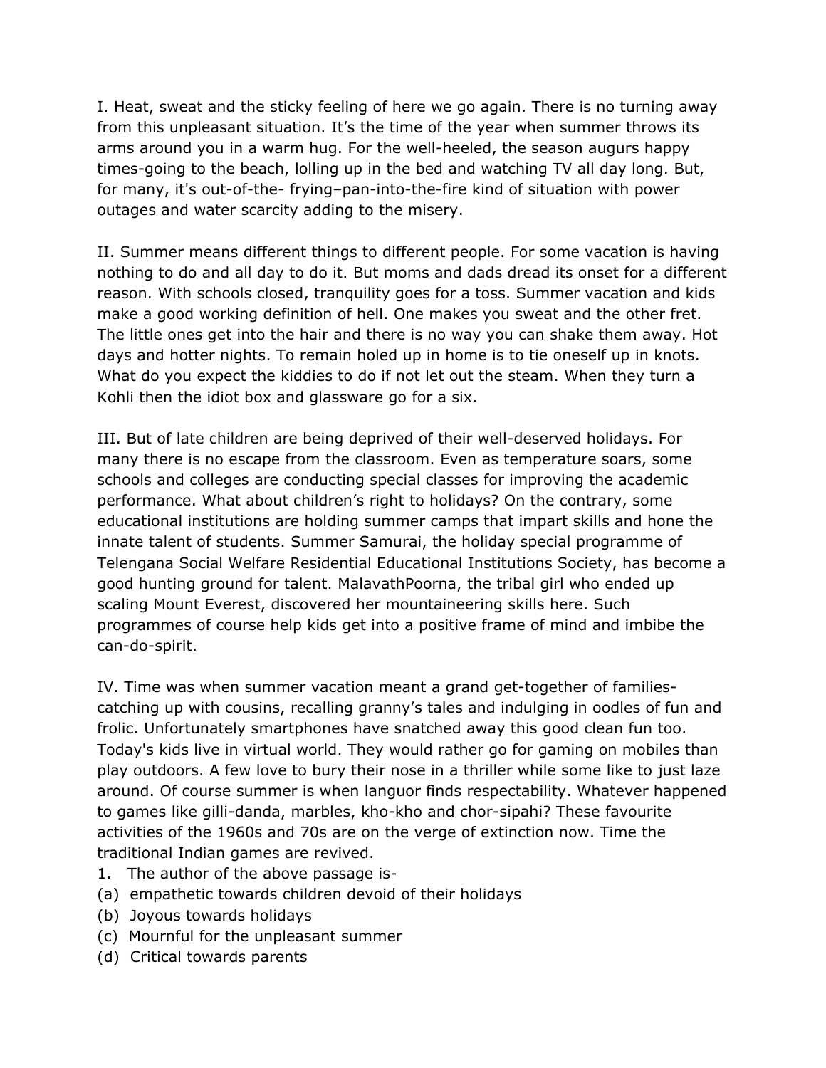I. Heat, sweat and the sticky feeling of here we go again. There is no turning away from this unpleasant situation. It's the time of the year when summer throws its arms around you in a warm hug. For the well-heeled, the season augurs happy times-going to the beach, lolling up in the bed and watching TV all day long. But, for many, it's out-of-the- frying–pan-into-the-fire kind of situation with power outages and water scarcity adding to the misery.

II. Summer means different things to different people. For some vacation is having nothing to do and all day to do it. But moms and dads dread its onset for a different reason. With schools closed, tranquility goes for a toss. Summer vacation and kids make a good working definition of hell. One makes you sweat and the other fret. The little ones get into the hair and there is no way you can shake them away. Hot days and hotter nights. To remain holed up in home is to tie oneself up in knots. What do you expect the kiddies to do if not let out the steam. When they turn a Kohli then the idiot box and glassware go for a six.

III. But of late children are being deprived of their well-deserved holidays. For many there is no escape from the classroom. Even as temperature soars, some schools and colleges are conducting special classes for improving the academic performance. What about children's right to holidays? On the contrary, some educational institutions are holding summer camps that impart skills and hone the innate talent of students. Summer Samurai, the holiday special programme of Telengana Social Welfare Residential Educational Institutions Society, has become a good hunting ground for talent. MalavathPoorna, the tribal girl who ended up scaling Mount Everest, discovered her mountaineering skills here. Such programmes of course help kids get into a positive frame of mind and imbibe the can-do-spirit.

IV. Time was when summer vacation meant a grand get-together of families-catching up with cousins, recalling granny's tales and indulging in oodles of fun and frolic. Unfortunately smartphones have snatched away this good clean fun too. Today's kids live in virtual world. They would rather go for gaming on mobiles than play outdoors. A few love to bury their nose in a thriller while some like to just laze around. Of course summer is when languor finds respectability. Whatever happened to games like gilli-danda, marbles, kho-kho and chor-sipahi? These favourite activities of the 1960s and 70s are on the verge of extinction now. Time the traditional Indian games are revived.

1. The author of the above passage is-

(a) empathetic towards children devoid of their holidays

(b) Joyous towards holidays

(c) Mournful for the unpleasant summer

(d) Critical towards parents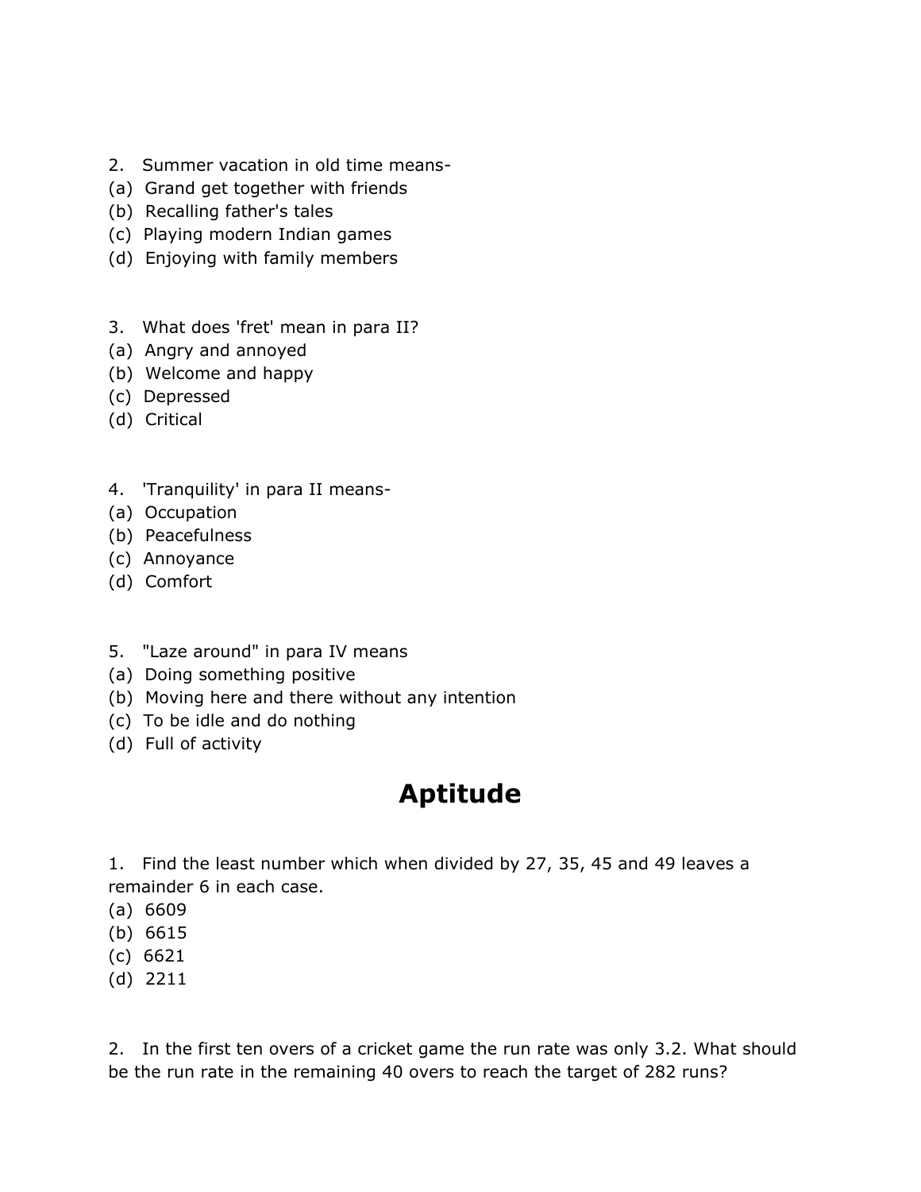2. Summer vacation in old time means-
(a) Grand get together with friends
(b) Recalling father's tales
(c) Playing modern Indian games
(d) Enjoying with family members

3. What does 'fret' mean in para II?
(a) Angry and annoyed
(b) Welcome and happy
(c) Depressed
(d) Critical

4. 'Tranquility' in para II means-
(a) Occupation
(b) Peacefulness
(c) Annoyance
(d) Comfort

5. "Laze around" in para IV means
(a) Doing something positive
(b) Moving here and there without any intention
(c) To be idle and do nothing
(d) Full of activity

# Aptitude

1. Find the least number which when divided by 27, 35, 45 and 49 leaves a remainder 6 in each case.
(a) 6609
(b) 6615
(c) 6621
(d) 2211

2. In the first ten overs of a cricket game the run rate was only 3.2. What should be the run rate in the remaining 40 overs to reach the target of 282 runs?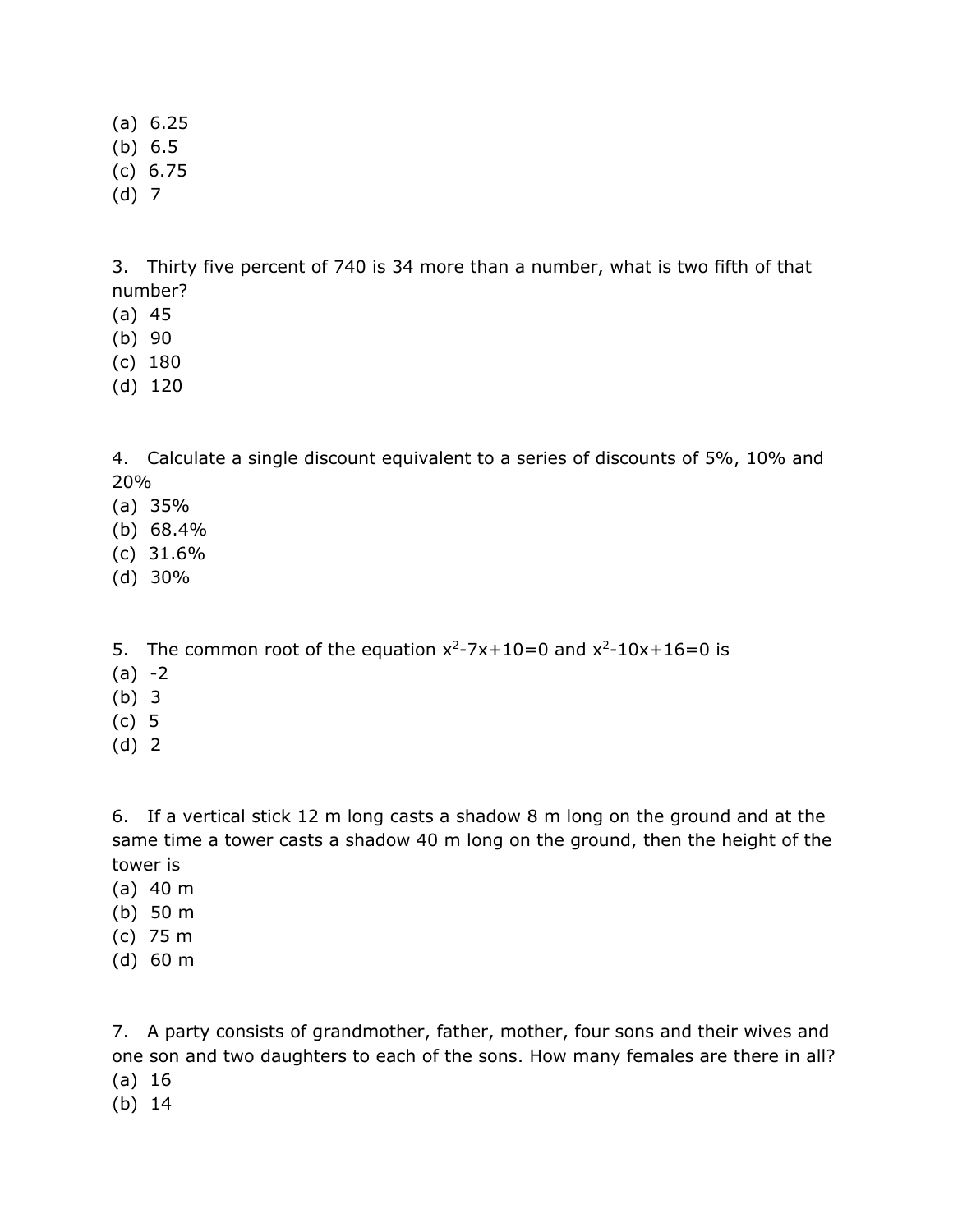(a) 6.25
(b) 6.5
(c) 6.75
(d) 7

3. Thirty five percent of 740 is 34 more than a number, what is two fifth of that number?
(a) 45
(b) 90
(c) 180
(d) 120

4. Calculate a single discount equivalent to a series of discounts of 5%, 10% and 20%
(a) 35%
(b) 68.4%
(c) 31.6%
(d) 30%

5. The common root of the equation $x^2-7x+10=0$ and $x^2-10x+16=0$ is
(a) -2
(b) 3
(c) 5
(d) 2

6. If a vertical stick 12 m long casts a shadow 8 m long on the ground and at the same time a tower casts a shadow 40 m long on the ground, then the height of the tower is
(a) 40 m
(b) 50 m
(c) 75 m
(d) 60 m

7. A party consists of grandmother, father, mother, four sons and their wives and one son and two daughters to each of the sons. How many females are there in all?
(a) 16
(b) 14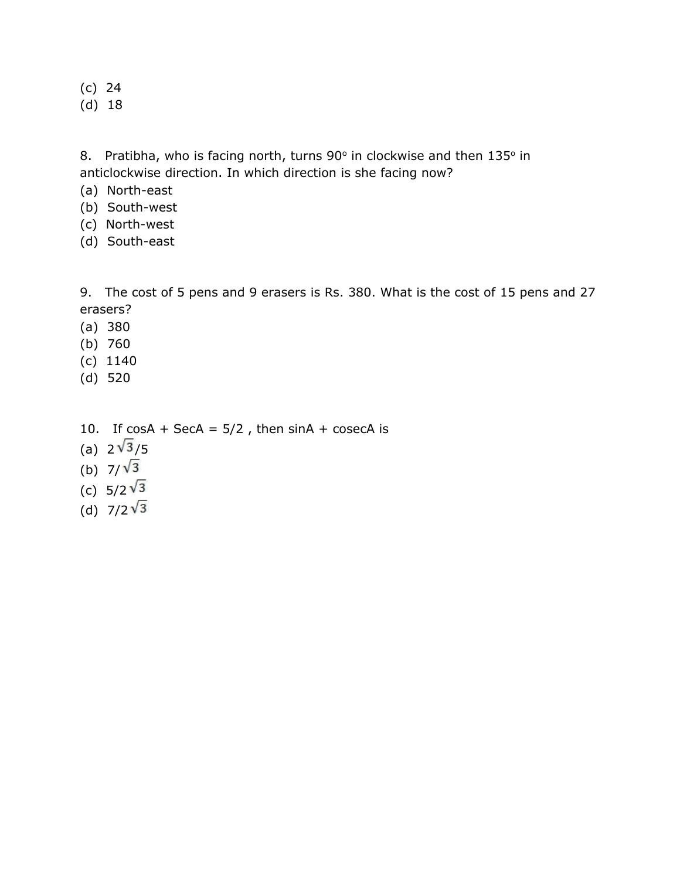(c) 24
(d) 18

8. Pratibha, who is facing north, turns $90^{o}$ in clockwise and then $135^{o}$ in anticlockwise direction. In which direction is she facing now?
(a) North-east
(b) South-west
(c) North-west
(d) South-east

9. The cost of 5 pens and 9 erasers is Rs. 380. What is the cost of 15 pens and 27 erasers?
(a) 380
(b) 760
(c) 1140
(d) 520

10. If cosA + SecA = 5/2 , then sinA + cosecA is
(a) $2\sqrt{3}/5$
(b) $7/\sqrt{3}$
(c) $5/2\sqrt{3}$
(d) $7/2\sqrt{3}$